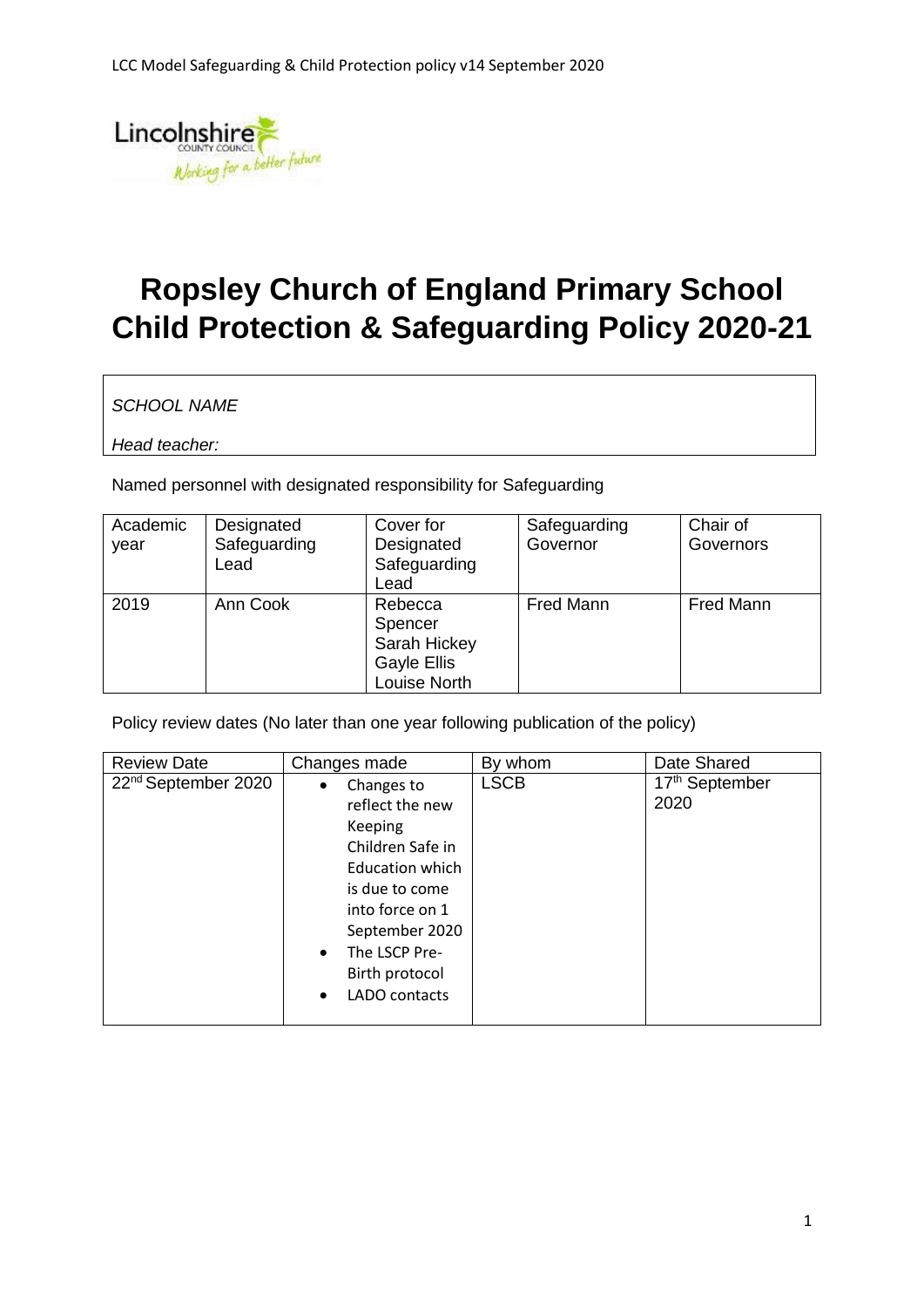# Ropsley Church of England Primary School Child Protection & Safeguarding Policy 2020-21

| *SCHOOL NAME* |
| --- |
| *Head teacher:* |

Named personnel with designated responsibility for Safeguarding

| Academic year | Designated Safeguarding Lead | Cover for Designated Safeguarding Lead | Safeguarding Governor | Chair of Governors |
| --- | --- | --- | --- | --- |
| 2019 | Ann Cook | Rebecca Spencer<br>Sarah Hickey<br>Gayle Ellis<br>Louise North | Fred Mann | Fred Mann |

Policy review dates (No later than one year following publication of the policy)

| Review Date | Changes made | By whom | Date Shared |
| --- | --- | --- | --- |
| 22nd September 2020 | • Changes to reflect the new Keeping Children Safe in Education which is due to come into force on 1 September 2020<br>• The LSCP Pre-Birth protocol<br>• LADO contacts | LSCB | 17th September 2020 |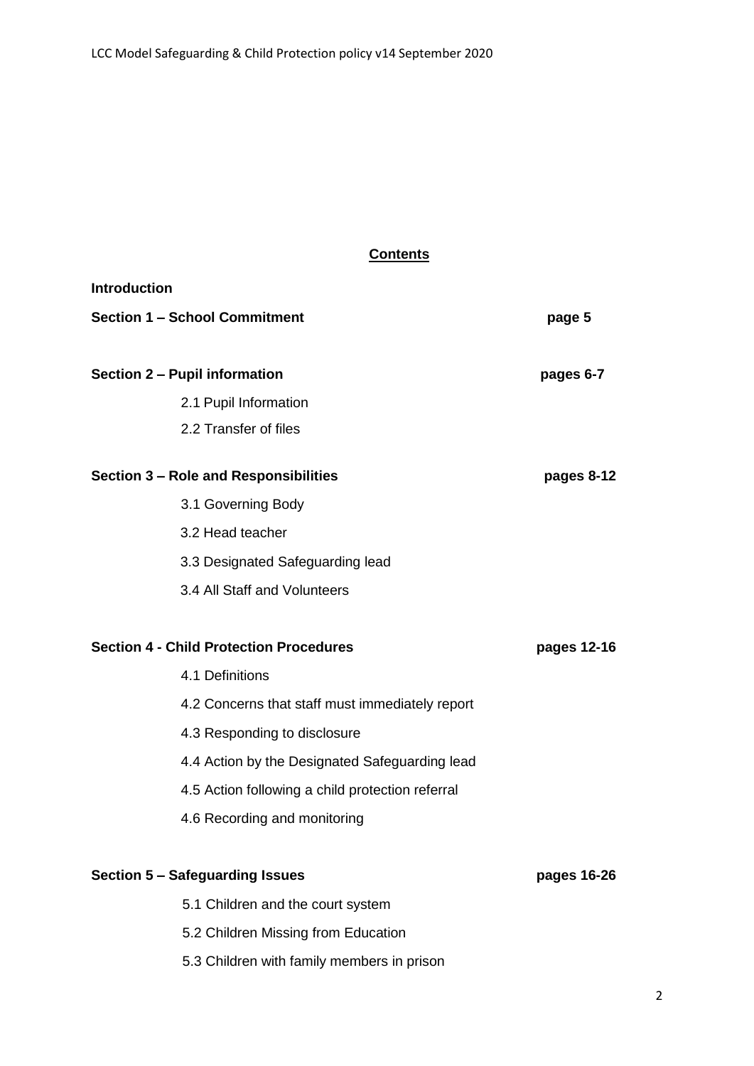## Contents

**Introduction**

**Section 1 – School Commitment** **page 5**

**Section 2 – Pupil information** **pages 6-7**

- 2.1 Pupil Information
- 2.2 Transfer of files

**Section 3 – Role and Responsibilities** **pages 8-12**

- 3.1 Governing Body
- 3.2 Head teacher
- 3.3 Designated Safeguarding lead
- 3.4 All Staff and Volunteers

**Section 4 - Child Protection Procedures** **pages 12-16**

- 4.1 Definitions
- 4.2 Concerns that staff must immediately report
- 4.3 Responding to disclosure
- 4.4 Action by the Designated Safeguarding lead
- 4.5 Action following a child protection referral
- 4.6 Recording and monitoring

**Section 5 – Safeguarding Issues** **pages 16-26**

- 5.1 Children and the court system
- 5.2 Children Missing from Education
- 5.3 Children with family members in prison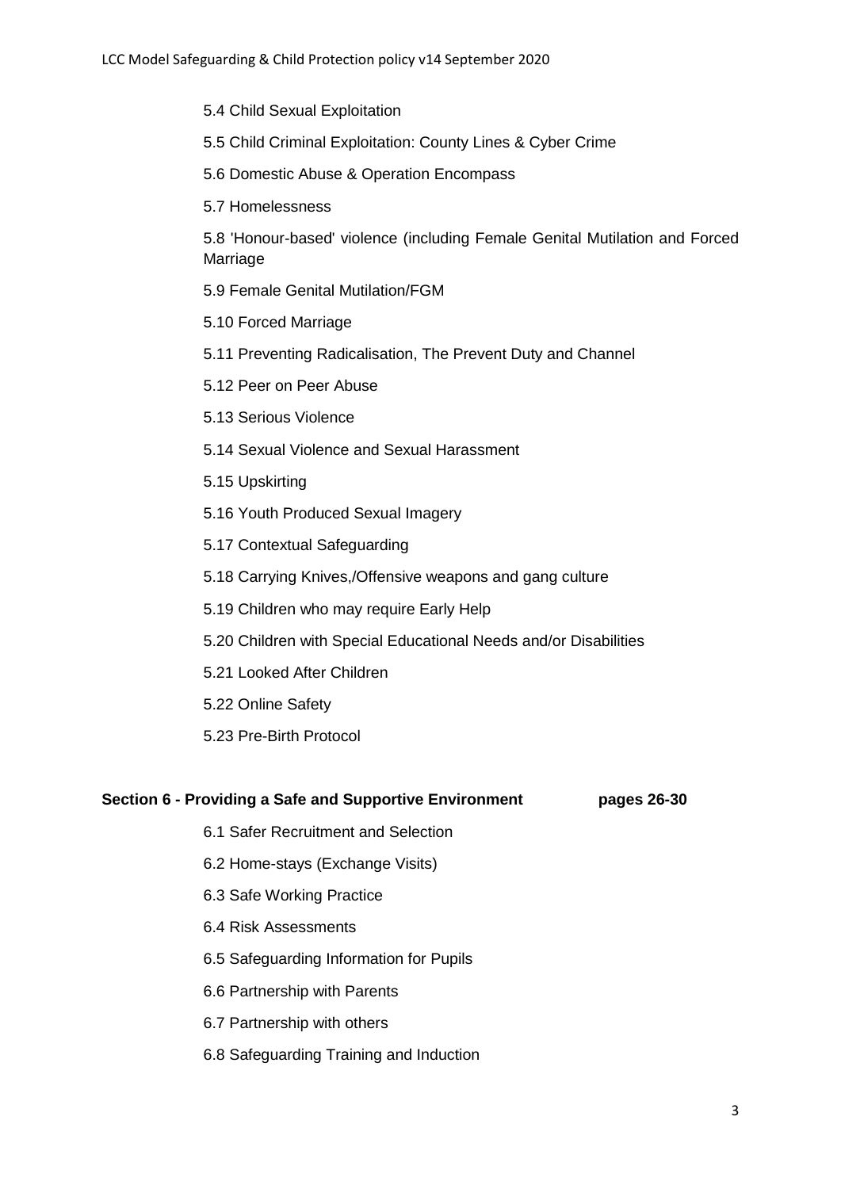5.4 Child Sexual Exploitation

5.5 Child Criminal Exploitation: County Lines & Cyber Crime

5.6 Domestic Abuse & Operation Encompass

5.7 Homelessness

5.8 'Honour-based' violence (including Female Genital Mutilation and Forced Marriage

5.9 Female Genital Mutilation/FGM

5.10 Forced Marriage

5.11 Preventing Radicalisation, The Prevent Duty and Channel

5.12 Peer on Peer Abuse

5.13 Serious Violence

5.14 Sexual Violence and Sexual Harassment

5.15 Upskirting

5.16 Youth Produced Sexual Imagery

5.17 Contextual Safeguarding

5.18 Carrying Knives,/Offensive weapons and gang culture

5.19 Children who may require Early Help

5.20 Children with Special Educational Needs and/or Disabilities

5.21 Looked After Children

5.22 Online Safety

5.23 Pre-Birth Protocol

**Section 6 - Providing a Safe and Supportive Environment pages 26-30**

6.1 Safer Recruitment and Selection

6.2 Home-stays (Exchange Visits)

6.3 Safe Working Practice

6.4 Risk Assessments

6.5 Safeguarding Information for Pupils

6.6 Partnership with Parents

6.7 Partnership with others

6.8 Safeguarding Training and Induction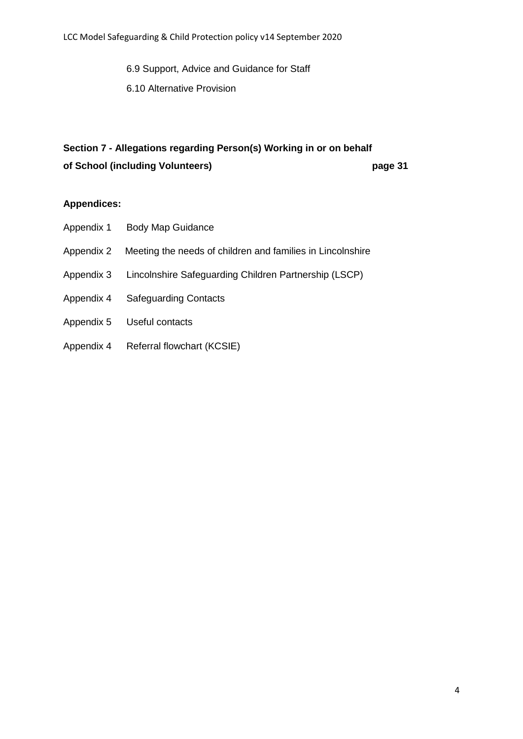6.9 Support, Advice and Guidance for Staff

6.10 Alternative Provision

**Section 7 - Allegations regarding Person(s) Working in or on behalf of School (including Volunteers) page 31**

**Appendices:**

Appendix 1 Body Map Guidance

Appendix 2 Meeting the needs of children and families in Lincolnshire

Appendix 3 Lincolnshire Safeguarding Children Partnership (LSCP)

Appendix 4 Safeguarding Contacts

Appendix 5 Useful contacts

Appendix 4 Referral flowchart (KCSIE)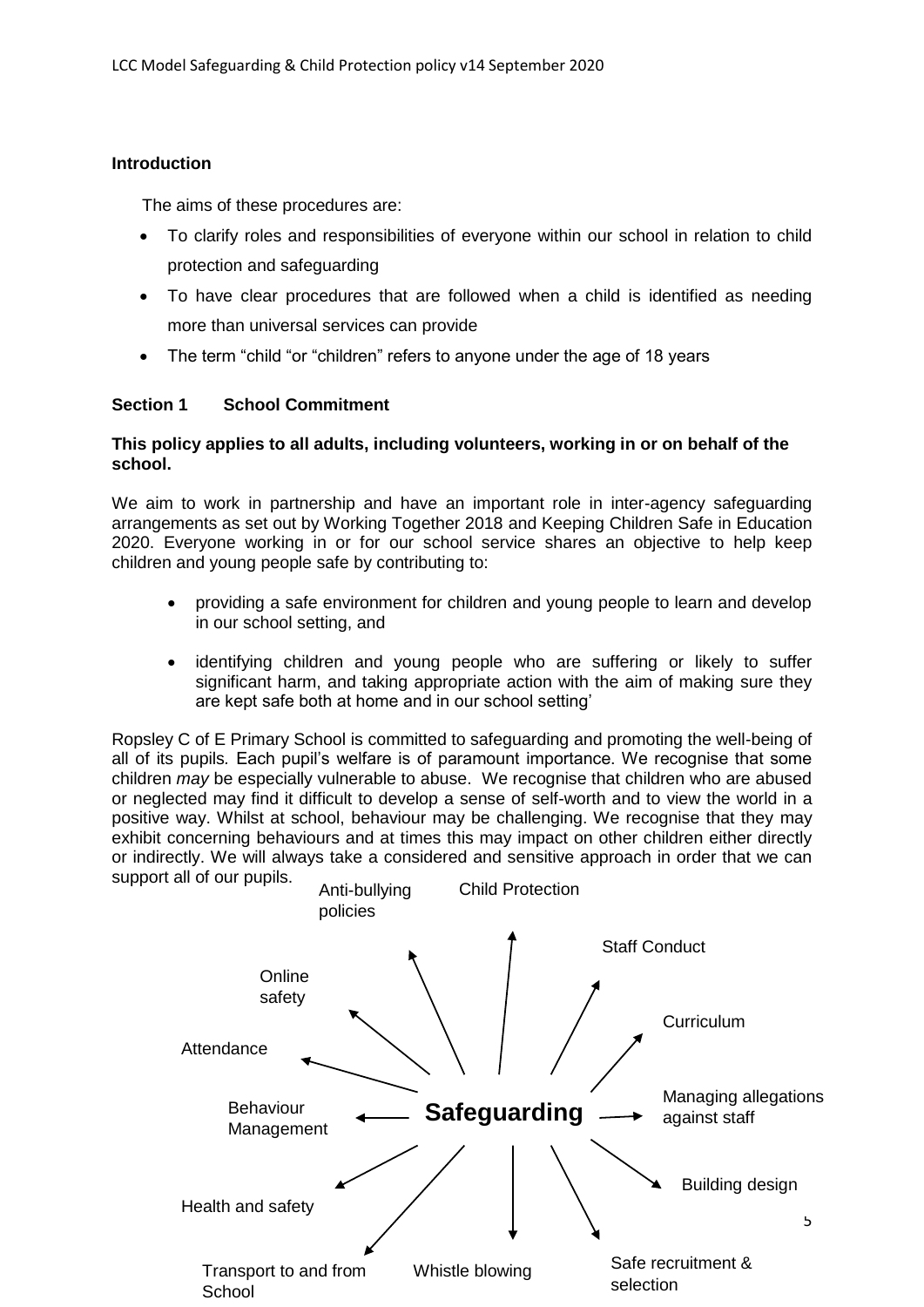## Introduction

The aims of these procedures are:

- To clarify roles and responsibilities of everyone within our school in relation to child protection and safeguarding
- To have clear procedures that are followed when a child is identified as needing more than universal services can provide
- The term "child "or "children" refers to anyone under the age of 18 years

## Section 1 School Commitment

**This policy applies to all adults, including volunteers, working in or on behalf of the school.**

We aim to work in partnership and have an important role in inter-agency safeguarding arrangements as set out by Working Together 2018 and Keeping Children Safe in Education 2020. Everyone working in or for our school service shares an objective to help keep children and young people safe by contributing to:

- providing a safe environment for children and young people to learn and develop in our school setting, and
- identifying children and young people who are suffering or likely to suffer significant harm, and taking appropriate action with the aim of making sure they are kept safe both at home and in our school setting'

Ropsley C of E Primary School is committed to safeguarding and promoting the well-being of all of its pupils. Each pupil's welfare is of paramount importance. We recognise that some children *may* be especially vulnerable to abuse. We recognise that children who are abused or neglected may find it difficult to develop a sense of self-worth and to view the world in a positive way. Whilst at school, behaviour may be challenging. We recognise that they may exhibit concerning behaviours and at times this may impact on other children either directly or indirectly. We will always take a considered and sensitive approach in order that we can support all of our pupils.

**Safeguarding**

- Child Protection
- Staff Conduct
- Curriculum
- Managing allegations against staff
- Building design
- Safe recruitment & selection
- Whistle blowing
- Transport to and from School
- Health and safety
- Behaviour Management
- Attendance
- Online safety
- Anti-bullying policies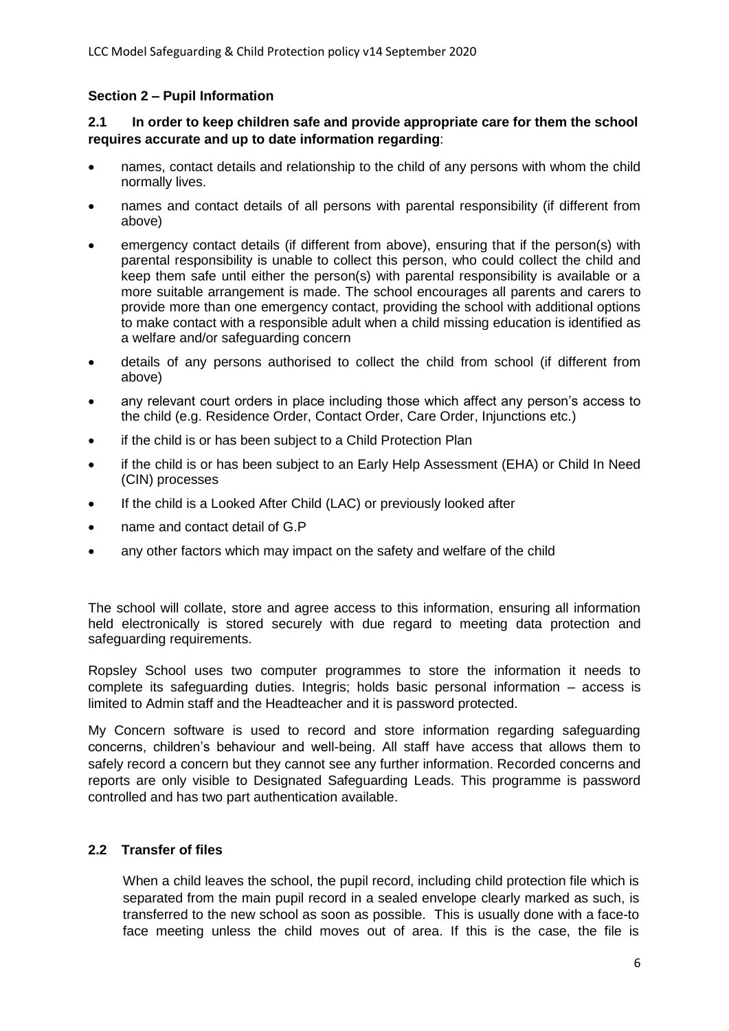### Section 2 – Pupil Information

**2.1 In order to keep children safe and provide appropriate care for them the school requires accurate and up to date information regarding**:

- names, contact details and relationship to the child of any persons with whom the child normally lives.
- names and contact details of all persons with parental responsibility (if different from above)
- emergency contact details (if different from above), ensuring that if the person(s) with parental responsibility is unable to collect this person, who could collect the child and keep them safe until either the person(s) with parental responsibility is available or a more suitable arrangement is made. The school encourages all parents and carers to provide more than one emergency contact, providing the school with additional options to make contact with a responsible adult when a child missing education is identified as a welfare and/or safeguarding concern
- details of any persons authorised to collect the child from school (if different from above)
- any relevant court orders in place including those which affect any person's access to the child (e.g. Residence Order, Contact Order, Care Order, Injunctions etc.)
- if the child is or has been subject to a Child Protection Plan
- if the child is or has been subject to an Early Help Assessment (EHA) or Child In Need (CIN) processes
- If the child is a Looked After Child (LAC) or previously looked after
- name and contact detail of G.P
- any other factors which may impact on the safety and welfare of the child

The school will collate, store and agree access to this information, ensuring all information held electronically is stored securely with due regard to meeting data protection and safeguarding requirements.

Ropsley School uses two computer programmes to store the information it needs to complete its safeguarding duties. Integris; holds basic personal information – access is limited to Admin staff and the Headteacher and it is password protected.

My Concern software is used to record and store information regarding safeguarding concerns, children's behaviour and well-being. All staff have access that allows them to safely record a concern but they cannot see any further information. Recorded concerns and reports are only visible to Designated Safeguarding Leads. This programme is password controlled and has two part authentication available.

### 2.2 Transfer of files

When a child leaves the school, the pupil record, including child protection file which is separated from the main pupil record in a sealed envelope clearly marked as such, is transferred to the new school as soon as possible. This is usually done with a face-to face meeting unless the child moves out of area. If this is the case, the file is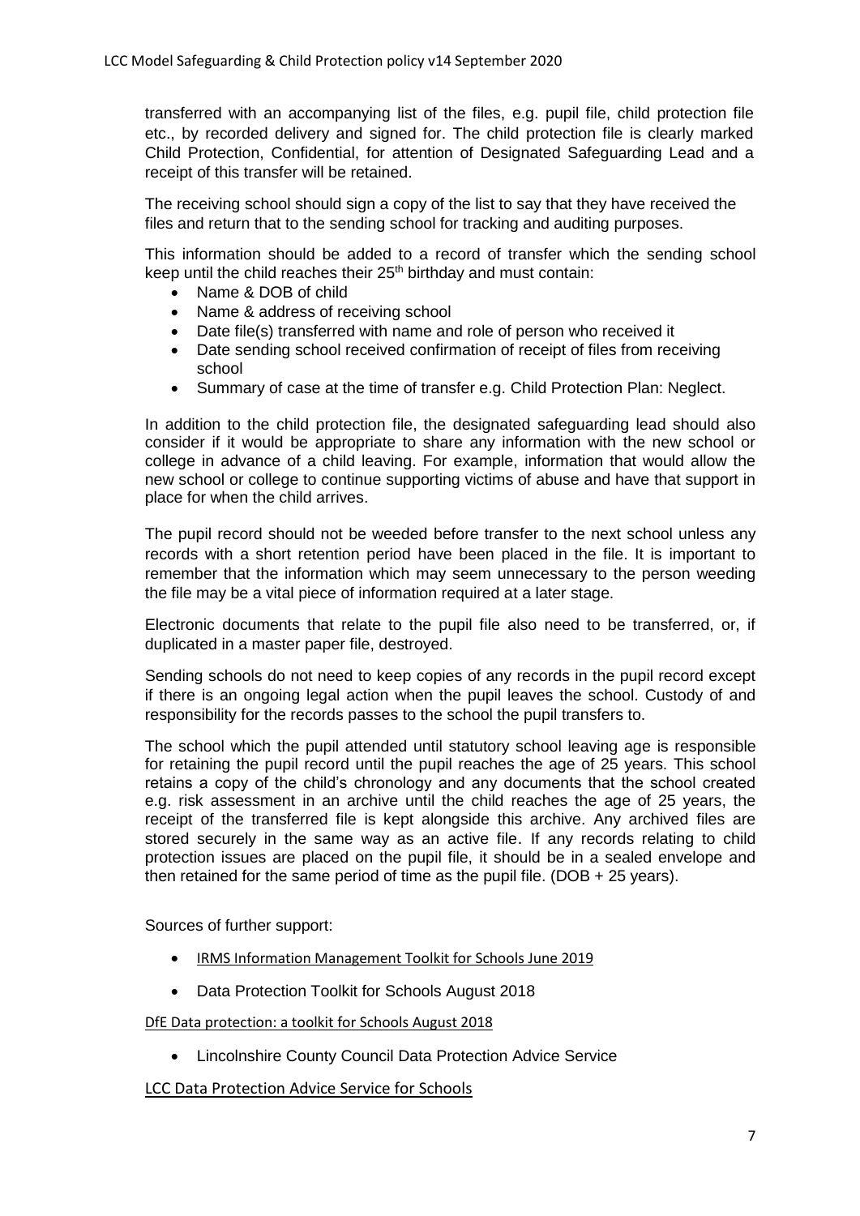transferred with an accompanying list of the files, e.g. pupil file, child protection file etc., by recorded delivery and signed for. The child protection file is clearly marked Child Protection, Confidential, for attention of Designated Safeguarding Lead and a receipt of this transfer will be retained.

The receiving school should sign a copy of the list to say that they have received the files and return that to the sending school for tracking and auditing purposes.

This information should be added to a record of transfer which the sending school keep until the child reaches their 25th birthday and must contain:

- Name & DOB of child
- Name & address of receiving school
- Date file(s) transferred with name and role of person who received it
- Date sending school received confirmation of receipt of files from receiving school
- Summary of case at the time of transfer e.g. Child Protection Plan: Neglect.

In addition to the child protection file, the designated safeguarding lead should also consider if it would be appropriate to share any information with the new school or college in advance of a child leaving. For example, information that would allow the new school or college to continue supporting victims of abuse and have that support in place for when the child arrives.

The pupil record should not be weeded before transfer to the next school unless any records with a short retention period have been placed in the file. It is important to remember that the information which may seem unnecessary to the person weeding the file may be a vital piece of information required at a later stage.

Electronic documents that relate to the pupil file also need to be transferred, or, if duplicated in a master paper file, destroyed.

Sending schools do not need to keep copies of any records in the pupil record except if there is an ongoing legal action when the pupil leaves the school. Custody of and responsibility for the records passes to the school the pupil transfers to.

The school which the pupil attended until statutory school leaving age is responsible for retaining the pupil record until the pupil reaches the age of 25 years. This school retains a copy of the child's chronology and any documents that the school created e.g. risk assessment in an archive until the child reaches the age of 25 years, the receipt of the transferred file is kept alongside this archive. Any archived files are stored securely in the same way as an active file. If any records relating to child protection issues are placed on the pupil file, it should be in a sealed envelope and then retained for the same period of time as the pupil file. (DOB + 25 years).

Sources of further support:

- IRMS Information Management Toolkit for Schools June 2019
- Data Protection Toolkit for Schools August 2018

DfE Data protection: a toolkit for Schools August 2018

- Lincolnshire County Council Data Protection Advice Service

LCC Data Protection Advice Service for Schools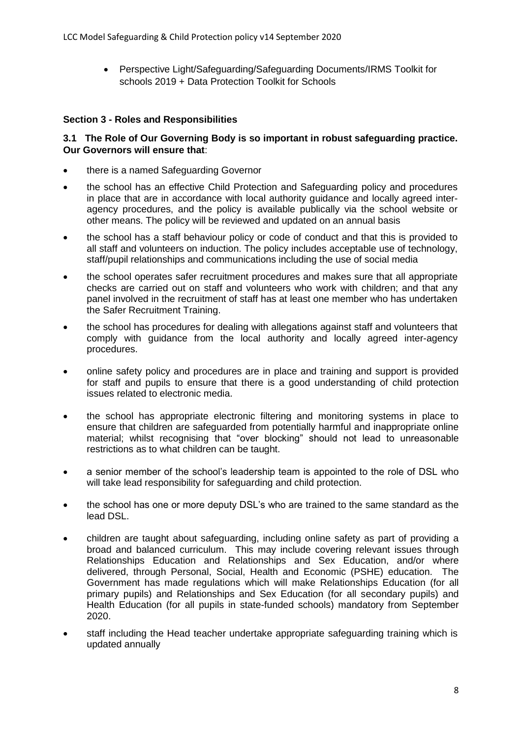- Perspective Light/Safeguarding/Safeguarding Documents/IRMS Toolkit for schools 2019 + Data Protection Toolkit for Schools

**Section 3 - Roles and Responsibilities**

**3.1 The Role of Our Governing Body is so important in robust safeguarding practice. Our Governors will ensure that**:

- there is a named Safeguarding Governor
- the school has an effective Child Protection and Safeguarding policy and procedures in place that are in accordance with local authority guidance and locally agreed inter-agency procedures, and the policy is available publically via the school website or other means. The policy will be reviewed and updated on an annual basis
- the school has a staff behaviour policy or code of conduct and that this is provided to all staff and volunteers on induction. The policy includes acceptable use of technology, staff/pupil relationships and communications including the use of social media
- the school operates safer recruitment procedures and makes sure that all appropriate checks are carried out on staff and volunteers who work with children; and that any panel involved in the recruitment of staff has at least one member who has undertaken the Safer Recruitment Training.
- the school has procedures for dealing with allegations against staff and volunteers that comply with guidance from the local authority and locally agreed inter-agency procedures.
- online safety policy and procedures are in place and training and support is provided for staff and pupils to ensure that there is a good understanding of child protection issues related to electronic media.
- the school has appropriate electronic filtering and monitoring systems in place to ensure that children are safeguarded from potentially harmful and inappropriate online material; whilst recognising that "over blocking" should not lead to unreasonable restrictions as to what children can be taught.
- a senior member of the school's leadership team is appointed to the role of DSL who will take lead responsibility for safeguarding and child protection.
- the school has one or more deputy DSL's who are trained to the same standard as the lead DSL.
- children are taught about safeguarding, including online safety as part of providing a broad and balanced curriculum. This may include covering relevant issues through Relationships Education and Relationships and Sex Education, and/or where delivered, through Personal, Social, Health and Economic (PSHE) education. The Government has made regulations which will make Relationships Education (for all primary pupils) and Relationships and Sex Education (for all secondary pupils) and Health Education (for all pupils in state-funded schools) mandatory from September 2020.
- staff including the Head teacher undertake appropriate safeguarding training which is updated annually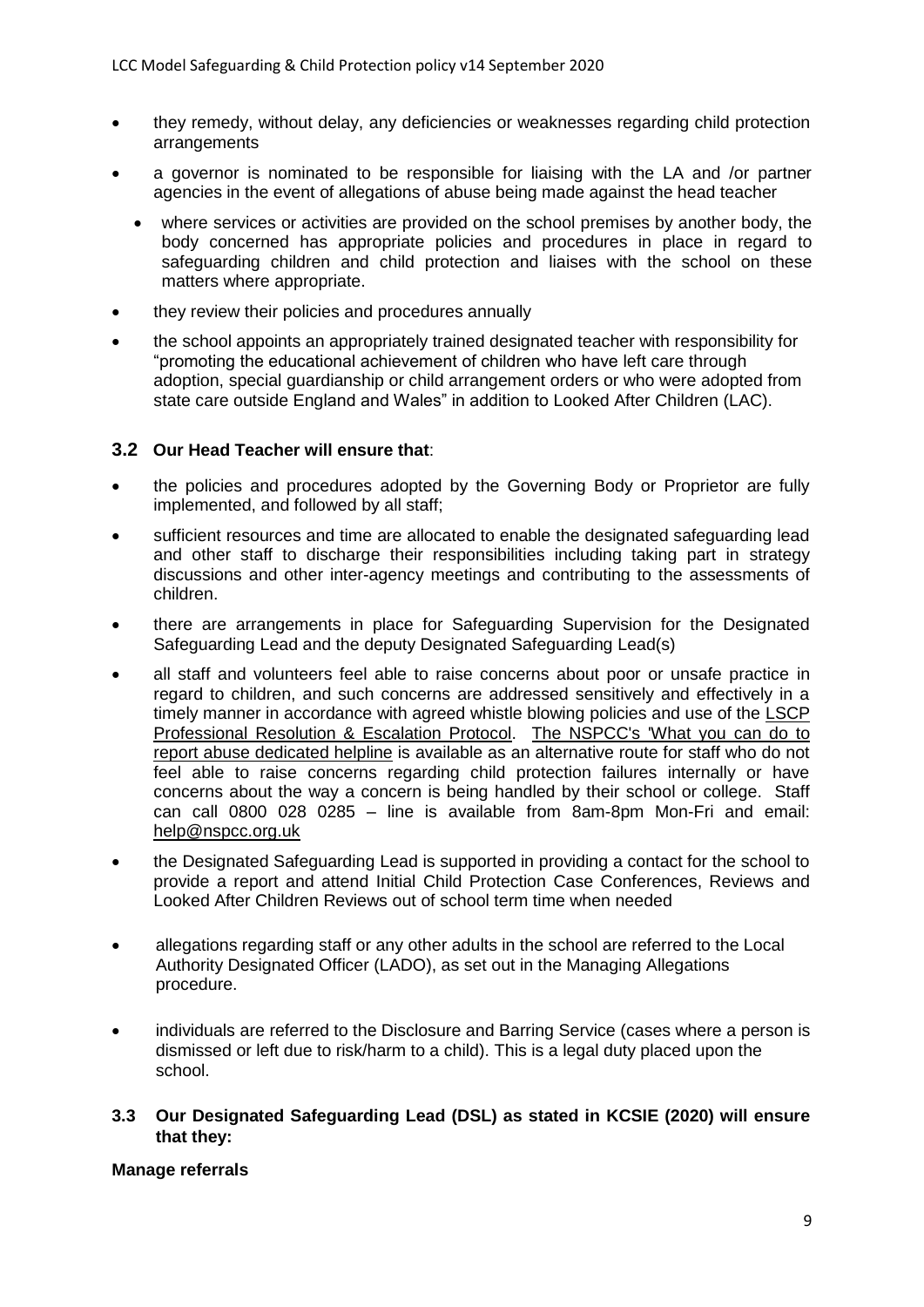- they remedy, without delay, any deficiencies or weaknesses regarding child protection arrangements
- a governor is nominated to be responsible for liaising with the LA and /or partner agencies in the event of allegations of abuse being made against the head teacher
  - where services or activities are provided on the school premises by another body, the body concerned has appropriate policies and procedures in place in regard to safeguarding children and child protection and liaises with the school on these matters where appropriate.
- they review their policies and procedures annually
- the school appoints an appropriately trained designated teacher with responsibility for "promoting the educational achievement of children who have left care through adoption, special guardianship or child arrangement orders or who were adopted from state care outside England and Wales" in addition to Looked After Children (LAC).

### 3.2 Our Head Teacher will ensure that:

- the policies and procedures adopted by the Governing Body or Proprietor are fully implemented, and followed by all staff;
- sufficient resources and time are allocated to enable the designated safeguarding lead and other staff to discharge their responsibilities including taking part in strategy discussions and other inter-agency meetings and contributing to the assessments of children.
- there are arrangements in place for Safeguarding Supervision for the Designated Safeguarding Lead and the deputy Designated Safeguarding Lead(s)
- all staff and volunteers feel able to raise concerns about poor or unsafe practice in regard to children, and such concerns are addressed sensitively and effectively in a timely manner in accordance with agreed whistle blowing policies and use of the LSCP Professional Resolution & Escalation Protocol. The NSPCC's 'What you can do to report abuse dedicated helpline is available as an alternative route for staff who do not feel able to raise concerns regarding child protection failures internally or have concerns about the way a concern is being handled by their school or college. Staff can call 0800 028 0285 – line is available from 8am-8pm Mon-Fri and email: help@nspcc.org.uk
- the Designated Safeguarding Lead is supported in providing a contact for the school to provide a report and attend Initial Child Protection Case Conferences, Reviews and Looked After Children Reviews out of school term time when needed
- allegations regarding staff or any other adults in the school are referred to the Local Authority Designated Officer (LADO), as set out in the Managing Allegations procedure.
- individuals are referred to the Disclosure and Barring Service (cases where a person is dismissed or left due to risk/harm to a child). This is a legal duty placed upon the school.

### 3.3 Our Designated Safeguarding Lead (DSL) as stated in KCSIE (2020) will ensure that they:

**Manage referrals**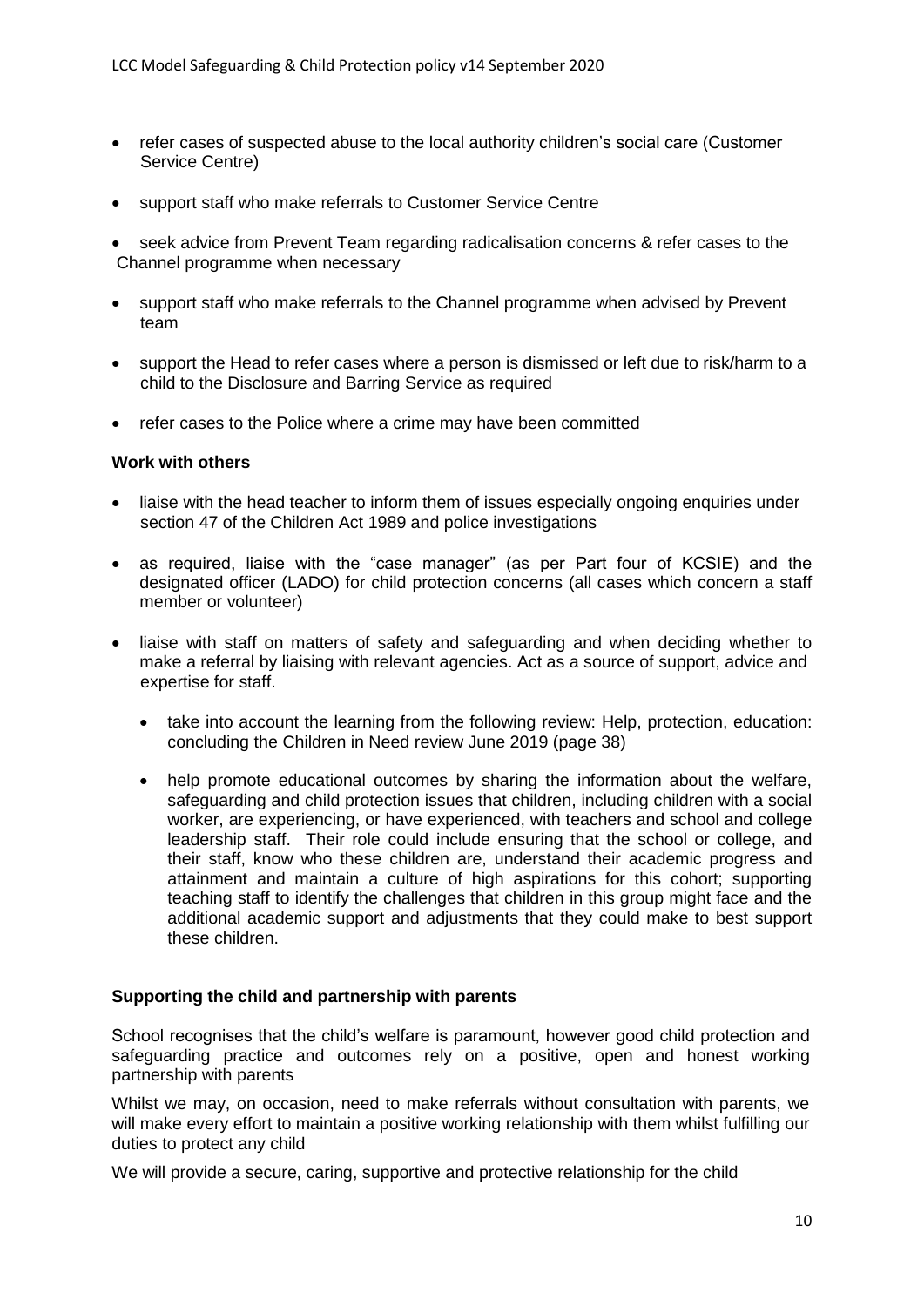- refer cases of suspected abuse to the local authority children's social care (Customer Service Centre)
- support staff who make referrals to Customer Service Centre
- seek advice from Prevent Team regarding radicalisation concerns & refer cases to the Channel programme when necessary
- support staff who make referrals to the Channel programme when advised by Prevent team
- support the Head to refer cases where a person is dismissed or left due to risk/harm to a child to the Disclosure and Barring Service as required
- refer cases to the Police where a crime may have been committed

**Work with others**

- liaise with the head teacher to inform them of issues especially ongoing enquiries under section 47 of the Children Act 1989 and police investigations
- as required, liaise with the "case manager" (as per Part four of KCSIE) and the designated officer (LADO) for child protection concerns (all cases which concern a staff member or volunteer)
- liaise with staff on matters of safety and safeguarding and when deciding whether to make a referral by liaising with relevant agencies. Act as a source of support, advice and expertise for staff.
  - take into account the learning from the following review: Help, protection, education: concluding the Children in Need review June 2019 (page 38)
  - help promote educational outcomes by sharing the information about the welfare, safeguarding and child protection issues that children, including children with a social worker, are experiencing, or have experienced, with teachers and school and college leadership staff. Their role could include ensuring that the school or college, and their staff, know who these children are, understand their academic progress and attainment and maintain a culture of high aspirations for this cohort; supporting teaching staff to identify the challenges that children in this group might face and the additional academic support and adjustments that they could make to best support these children.

**Supporting the child and partnership with parents**

School recognises that the child's welfare is paramount, however good child protection and safeguarding practice and outcomes rely on a positive, open and honest working partnership with parents

Whilst we may, on occasion, need to make referrals without consultation with parents, we will make every effort to maintain a positive working relationship with them whilst fulfilling our duties to protect any child

We will provide a secure, caring, supportive and protective relationship for the child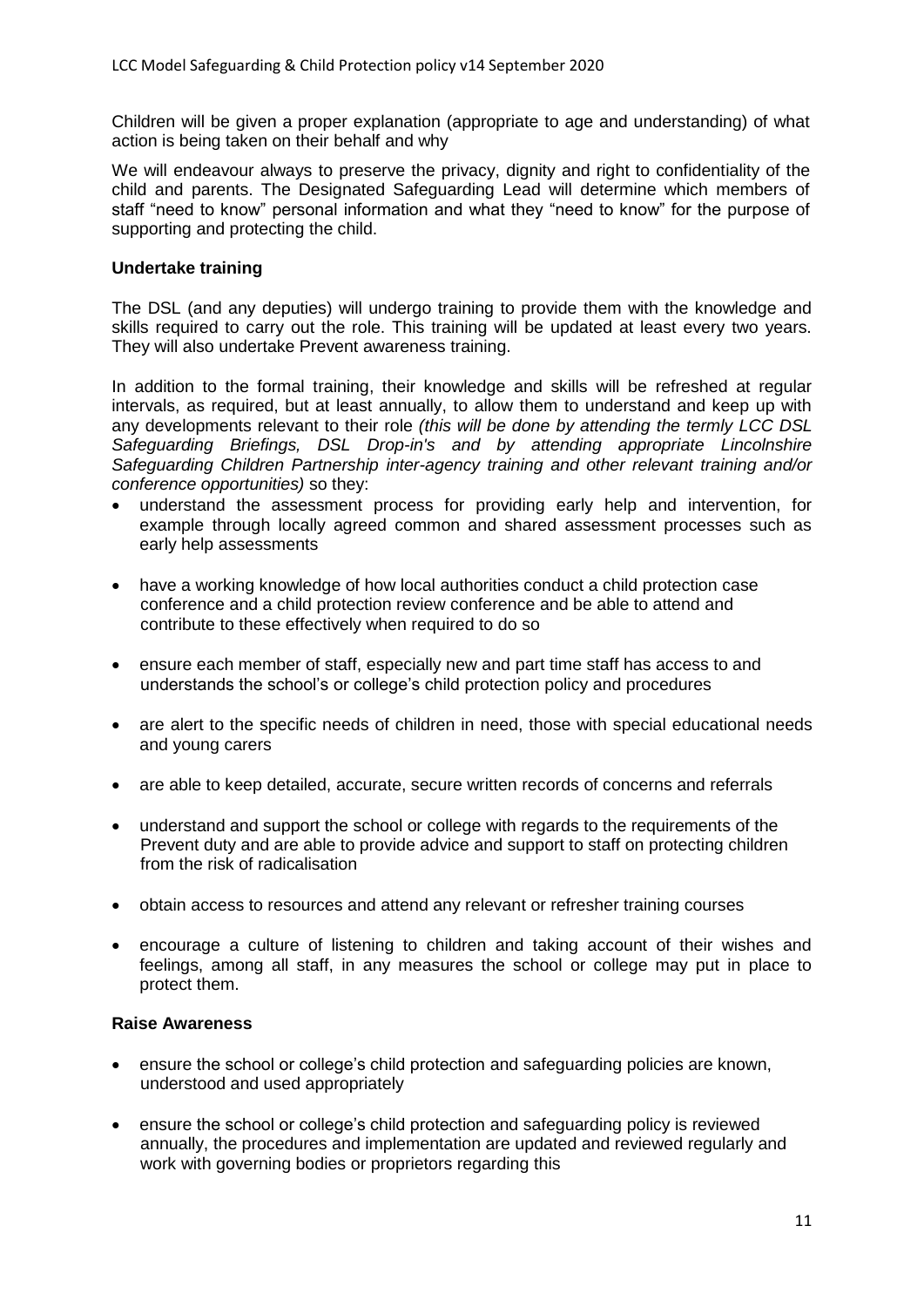Children will be given a proper explanation (appropriate to age and understanding) of what action is being taken on their behalf and why

We will endeavour always to preserve the privacy, dignity and right to confidentiality of the child and parents. The Designated Safeguarding Lead will determine which members of staff "need to know" personal information and what they "need to know" for the purpose of supporting and protecting the child.

**Undertake training**

The DSL (and any deputies) will undergo training to provide them with the knowledge and skills required to carry out the role. This training will be updated at least every two years. They will also undertake Prevent awareness training.

In addition to the formal training, their knowledge and skills will be refreshed at regular intervals, as required, but at least annually, to allow them to understand and keep up with any developments relevant to their role *(this will be done by attending the termly LCC DSL Safeguarding Briefings, DSL Drop-in's and by attending appropriate Lincolnshire Safeguarding Children Partnership inter-agency training and other relevant training and/or conference opportunities)* so they:

- understand the assessment process for providing early help and intervention, for example through locally agreed common and shared assessment processes such as early help assessments
- have a working knowledge of how local authorities conduct a child protection case conference and a child protection review conference and be able to attend and contribute to these effectively when required to do so
- ensure each member of staff, especially new and part time staff has access to and understands the school's or college's child protection policy and procedures
- are alert to the specific needs of children in need, those with special educational needs and young carers
- are able to keep detailed, accurate, secure written records of concerns and referrals
- understand and support the school or college with regards to the requirements of the Prevent duty and are able to provide advice and support to staff on protecting children from the risk of radicalisation
- obtain access to resources and attend any relevant or refresher training courses
- encourage a culture of listening to children and taking account of their wishes and feelings, among all staff, in any measures the school or college may put in place to protect them.

**Raise Awareness**

- ensure the school or college's child protection and safeguarding policies are known, understood and used appropriately
- ensure the school or college's child protection and safeguarding policy is reviewed annually, the procedures and implementation are updated and reviewed regularly and work with governing bodies or proprietors regarding this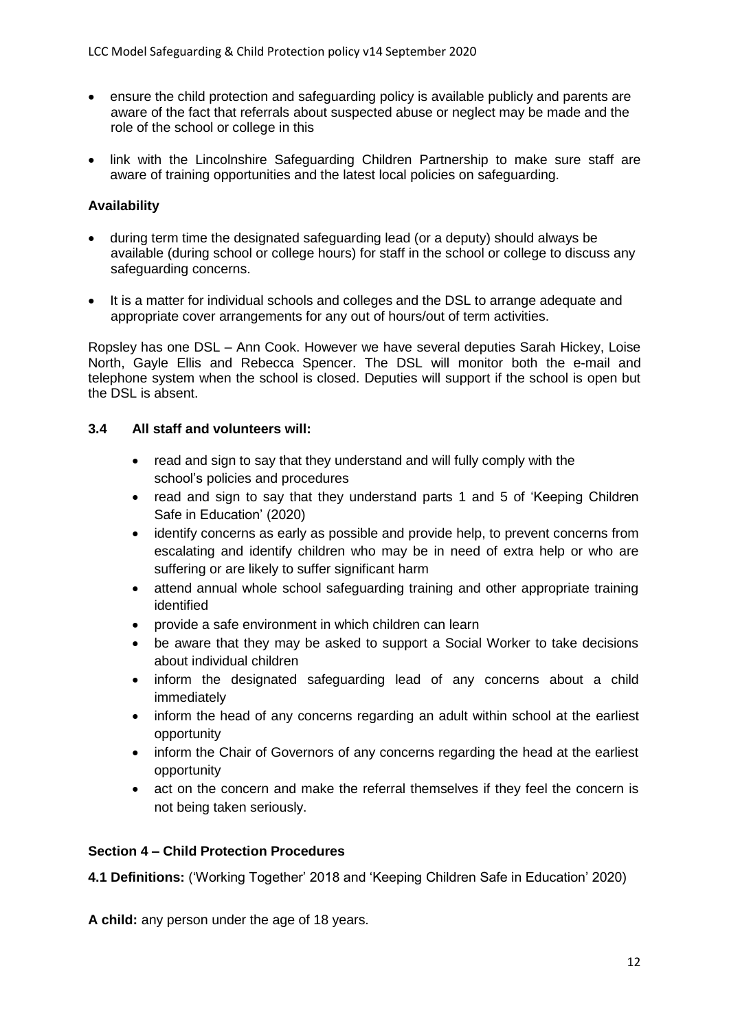- ensure the child protection and safeguarding policy is available publicly and parents are aware of the fact that referrals about suspected abuse or neglect may be made and the role of the school or college in this
- link with the Lincolnshire Safeguarding Children Partnership to make sure staff are aware of training opportunities and the latest local policies on safeguarding.

**Availability**

- during term time the designated safeguarding lead (or a deputy) should always be available (during school or college hours) for staff in the school or college to discuss any safeguarding concerns.
- It is a matter for individual schools and colleges and the DSL to arrange adequate and appropriate cover arrangements for any out of hours/out of term activities.

Ropsley has one DSL – Ann Cook. However we have several deputies Sarah Hickey, Loise North, Gayle Ellis and Rebecca Spencer. The DSL will monitor both the e-mail and telephone system when the school is closed. Deputies will support if the school is open but the DSL is absent.

### 3.4 All staff and volunteers will:

- read and sign to say that they understand and will fully comply with the school's policies and procedures
- read and sign to say that they understand parts 1 and 5 of 'Keeping Children Safe in Education' (2020)
- identify concerns as early as possible and provide help, to prevent concerns from escalating and identify children who may be in need of extra help or who are suffering or are likely to suffer significant harm
- attend annual whole school safeguarding training and other appropriate training identified
- provide a safe environment in which children can learn
- be aware that they may be asked to support a Social Worker to take decisions about individual children
- inform the designated safeguarding lead of any concerns about a child immediately
- inform the head of any concerns regarding an adult within school at the earliest opportunity
- inform the Chair of Governors of any concerns regarding the head at the earliest opportunity
- act on the concern and make the referral themselves if they feel the concern is not being taken seriously.

## Section 4 – Child Protection Procedures

**4.1 Definitions:** ('Working Together' 2018 and 'Keeping Children Safe in Education' 2020)

**A child:** any person under the age of 18 years.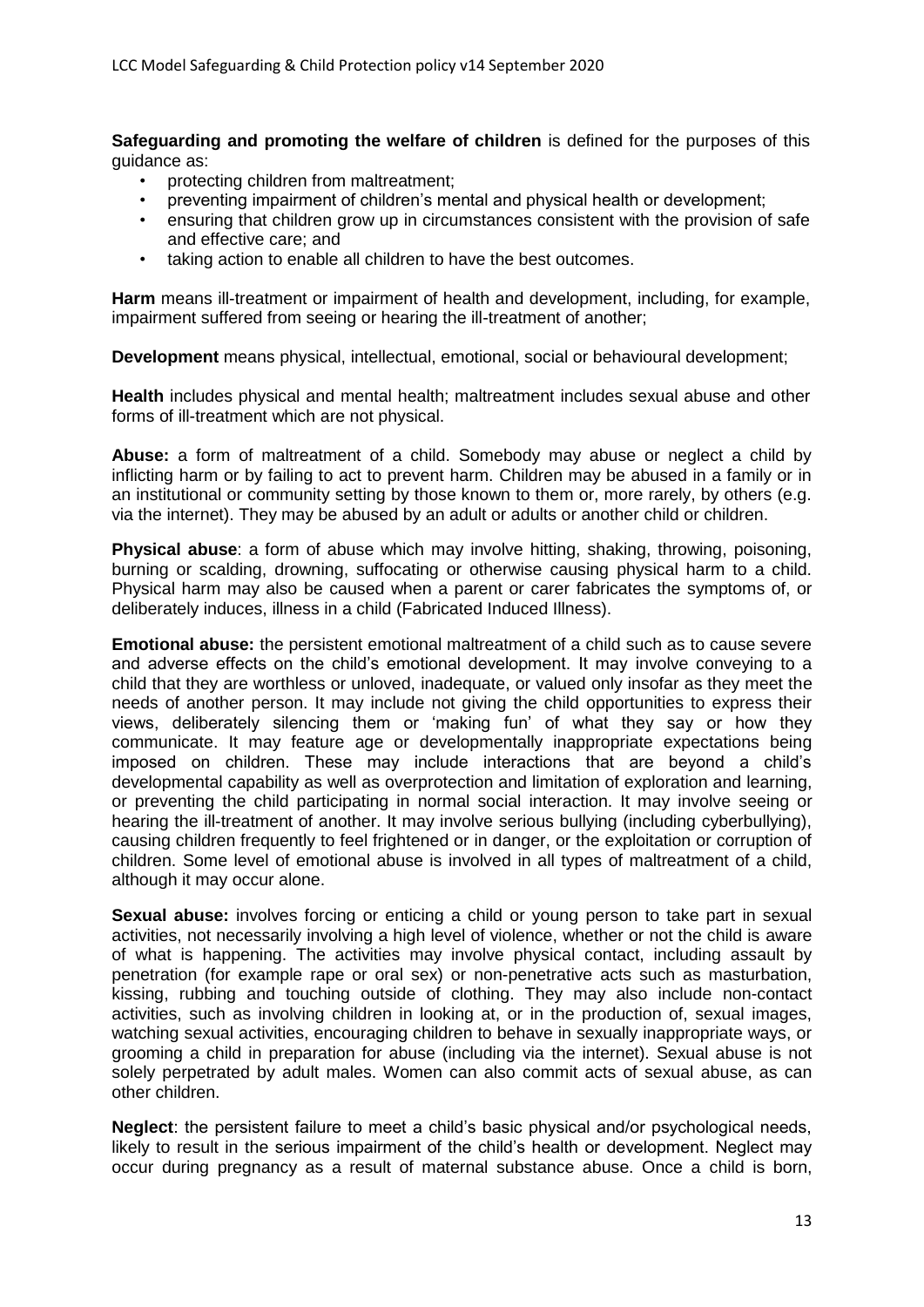**Safeguarding and promoting the welfare of children** is defined for the purposes of this guidance as:

- protecting children from maltreatment;
- preventing impairment of children's mental and physical health or development;
- ensuring that children grow up in circumstances consistent with the provision of safe and effective care; and
- taking action to enable all children to have the best outcomes.

**Harm** means ill-treatment or impairment of health and development, including, for example, impairment suffered from seeing or hearing the ill-treatment of another;

**Development** means physical, intellectual, emotional, social or behavioural development;

**Health** includes physical and mental health; maltreatment includes sexual abuse and other forms of ill-treatment which are not physical.

**Abuse:** a form of maltreatment of a child. Somebody may abuse or neglect a child by inflicting harm or by failing to act to prevent harm. Children may be abused in a family or in an institutional or community setting by those known to them or, more rarely, by others (e.g. via the internet). They may be abused by an adult or adults or another child or children.

**Physical abuse**: a form of abuse which may involve hitting, shaking, throwing, poisoning, burning or scalding, drowning, suffocating or otherwise causing physical harm to a child. Physical harm may also be caused when a parent or carer fabricates the symptoms of, or deliberately induces, illness in a child (Fabricated Induced Illness).

**Emotional abuse:** the persistent emotional maltreatment of a child such as to cause severe and adverse effects on the child's emotional development. It may involve conveying to a child that they are worthless or unloved, inadequate, or valued only insofar as they meet the needs of another person. It may include not giving the child opportunities to express their views, deliberately silencing them or 'making fun' of what they say or how they communicate. It may feature age or developmentally inappropriate expectations being imposed on children. These may include interactions that are beyond a child's developmental capability as well as overprotection and limitation of exploration and learning, or preventing the child participating in normal social interaction. It may involve seeing or hearing the ill-treatment of another. It may involve serious bullying (including cyberbullying), causing children frequently to feel frightened or in danger, or the exploitation or corruption of children. Some level of emotional abuse is involved in all types of maltreatment of a child, although it may occur alone.

**Sexual abuse:** involves forcing or enticing a child or young person to take part in sexual activities, not necessarily involving a high level of violence, whether or not the child is aware of what is happening. The activities may involve physical contact, including assault by penetration (for example rape or oral sex) or non-penetrative acts such as masturbation, kissing, rubbing and touching outside of clothing. They may also include non-contact activities, such as involving children in looking at, or in the production of, sexual images, watching sexual activities, encouraging children to behave in sexually inappropriate ways, or grooming a child in preparation for abuse (including via the internet). Sexual abuse is not solely perpetrated by adult males. Women can also commit acts of sexual abuse, as can other children.

**Neglect**: the persistent failure to meet a child's basic physical and/or psychological needs, likely to result in the serious impairment of the child's health or development. Neglect may occur during pregnancy as a result of maternal substance abuse. Once a child is born,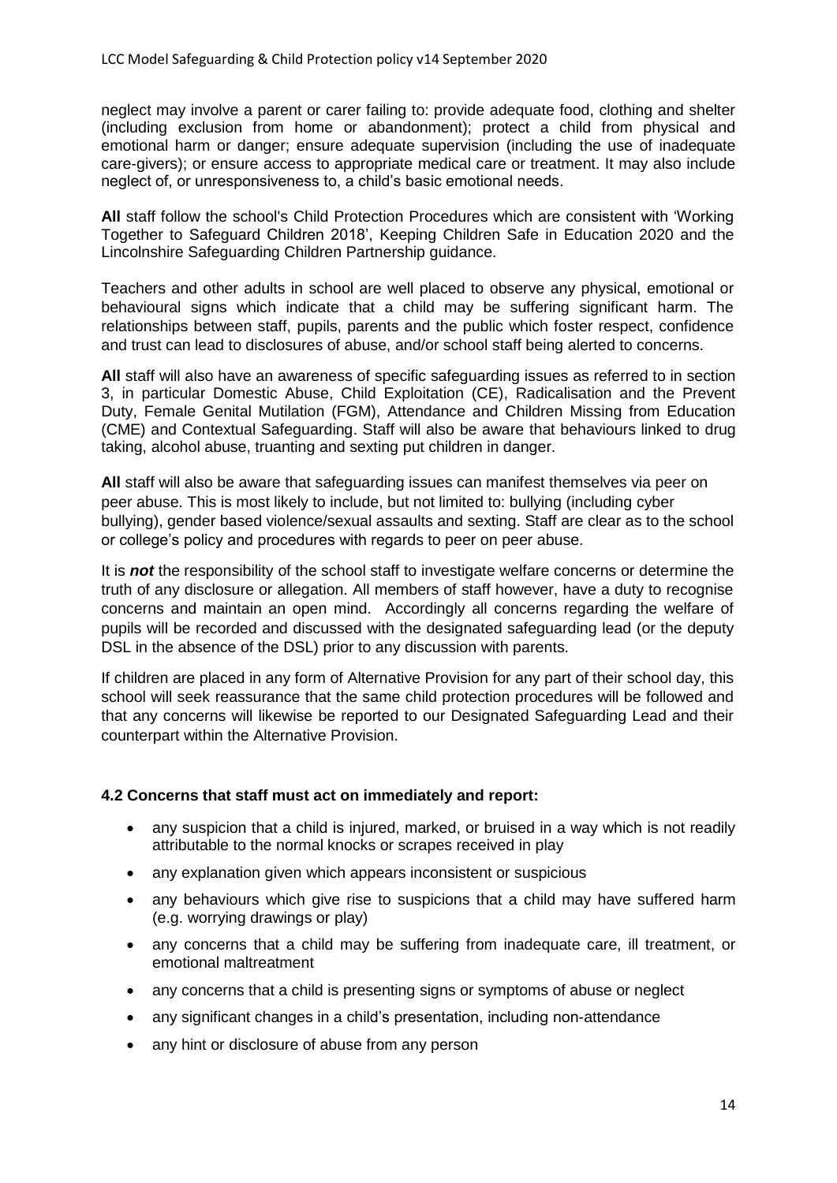neglect may involve a parent or carer failing to: provide adequate food, clothing and shelter (including exclusion from home or abandonment); protect a child from physical and emotional harm or danger; ensure adequate supervision (including the use of inadequate care-givers); or ensure access to appropriate medical care or treatment. It may also include neglect of, or unresponsiveness to, a child's basic emotional needs.

**All** staff follow the school's Child Protection Procedures which are consistent with 'Working Together to Safeguard Children 2018', Keeping Children Safe in Education 2020 and the Lincolnshire Safeguarding Children Partnership guidance.

Teachers and other adults in school are well placed to observe any physical, emotional or behavioural signs which indicate that a child may be suffering significant harm. The relationships between staff, pupils, parents and the public which foster respect, confidence and trust can lead to disclosures of abuse, and/or school staff being alerted to concerns.

**All** staff will also have an awareness of specific safeguarding issues as referred to in section 3, in particular Domestic Abuse, Child Exploitation (CE), Radicalisation and the Prevent Duty, Female Genital Mutilation (FGM), Attendance and Children Missing from Education (CME) and Contextual Safeguarding. Staff will also be aware that behaviours linked to drug taking, alcohol abuse, truanting and sexting put children in danger.

**All** staff will also be aware that safeguarding issues can manifest themselves via peer on peer abuse. This is most likely to include, but not limited to: bullying (including cyber bullying), gender based violence/sexual assaults and sexting. Staff are clear as to the school or college's policy and procedures with regards to peer on peer abuse.

It is ***not*** the responsibility of the school staff to investigate welfare concerns or determine the truth of any disclosure or allegation. All members of staff however, have a duty to recognise concerns and maintain an open mind. Accordingly all concerns regarding the welfare of pupils will be recorded and discussed with the designated safeguarding lead (or the deputy DSL in the absence of the DSL) prior to any discussion with parents.

If children are placed in any form of Alternative Provision for any part of their school day, this school will seek reassurance that the same child protection procedures will be followed and that any concerns will likewise be reported to our Designated Safeguarding Lead and their counterpart within the Alternative Provision.

### 4.2 Concerns that staff must act on immediately and report:

- any suspicion that a child is injured, marked, or bruised in a way which is not readily attributable to the normal knocks or scrapes received in play
- any explanation given which appears inconsistent or suspicious
- any behaviours which give rise to suspicions that a child may have suffered harm (e.g. worrying drawings or play)
- any concerns that a child may be suffering from inadequate care, ill treatment, or emotional maltreatment
- any concerns that a child is presenting signs or symptoms of abuse or neglect
- any significant changes in a child's presentation, including non-attendance
- any hint or disclosure of abuse from any person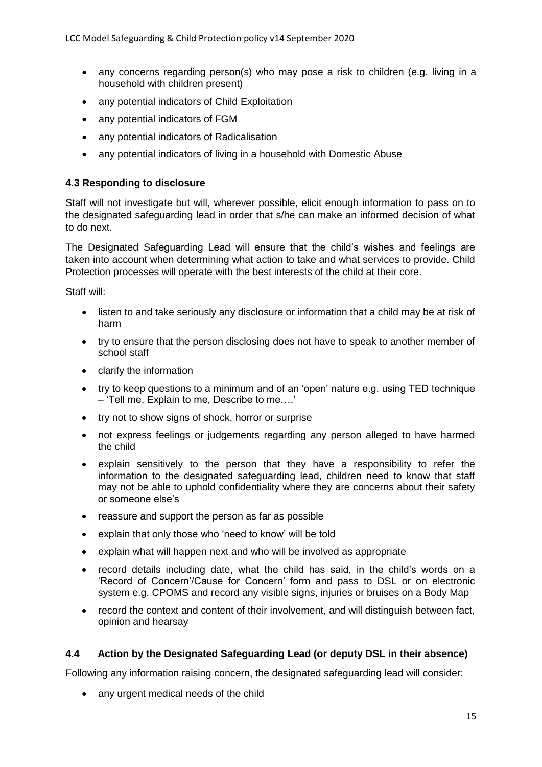- any concerns regarding person(s) who may pose a risk to children (e.g. living in a household with children present)
- any potential indicators of Child Exploitation
- any potential indicators of FGM
- any potential indicators of Radicalisation
- any potential indicators of living in a household with Domestic Abuse

### 4.3 Responding to disclosure

Staff will not investigate but will, wherever possible, elicit enough information to pass on to the designated safeguarding lead in order that s/he can make an informed decision of what to do next.

The Designated Safeguarding Lead will ensure that the child's wishes and feelings are taken into account when determining what action to take and what services to provide. Child Protection processes will operate with the best interests of the child at their core.

Staff will:

- listen to and take seriously any disclosure or information that a child may be at risk of harm
- try to ensure that the person disclosing does not have to speak to another member of school staff
- clarify the information
- try to keep questions to a minimum and of an 'open' nature e.g. using TED technique – 'Tell me, Explain to me, Describe to me….'
- try not to show signs of shock, horror or surprise
- not express feelings or judgements regarding any person alleged to have harmed the child
- explain sensitively to the person that they have a responsibility to refer the information to the designated safeguarding lead, children need to know that staff may not be able to uphold confidentiality where they are concerns about their safety or someone else's
- reassure and support the person as far as possible
- explain that only those who 'need to know' will be told
- explain what will happen next and who will be involved as appropriate
- record details including date, what the child has said, in the child's words on a 'Record of Concern'/Cause for Concern' form and pass to DSL or on electronic system e.g. CPOMS and record any visible signs, injuries or bruises on a Body Map
- record the context and content of their involvement, and will distinguish between fact, opinion and hearsay

### 4.4 Action by the Designated Safeguarding Lead (or deputy DSL in their absence)

Following any information raising concern, the designated safeguarding lead will consider:

- any urgent medical needs of the child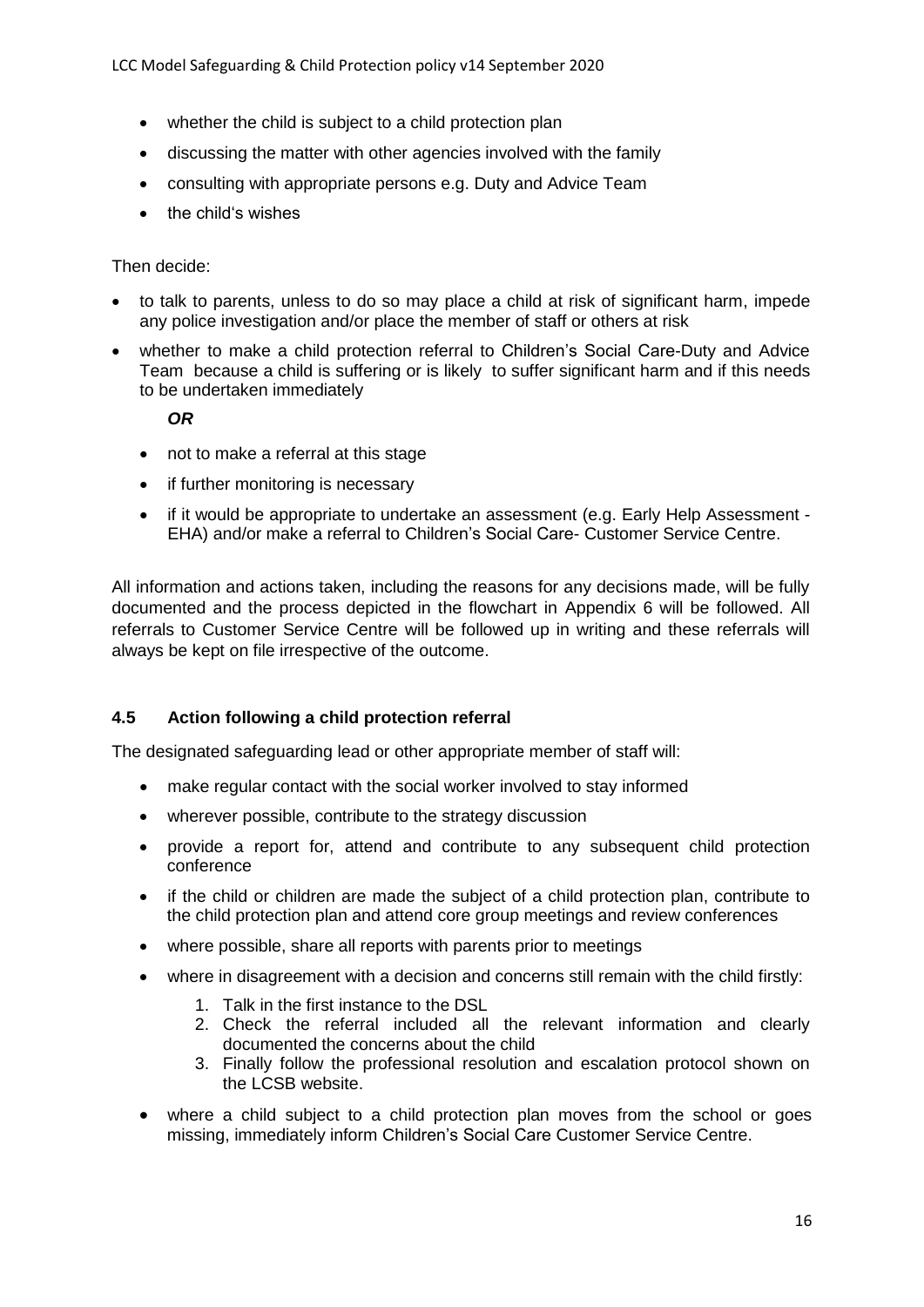- whether the child is subject to a child protection plan
- discussing the matter with other agencies involved with the family
- consulting with appropriate persons e.g. Duty and Advice Team
- the child's wishes

Then decide:

- to talk to parents, unless to do so may place a child at risk of significant harm, impede any police investigation and/or place the member of staff or others at risk
- whether to make a child protection referral to Children's Social Care-Duty and Advice Team because a child is suffering or is likely to suffer significant harm and if this needs to be undertaken immediately

  ***OR***

  - not to make a referral at this stage
  - if further monitoring is necessary
  - if it would be appropriate to undertake an assessment (e.g. Early Help Assessment - EHA) and/or make a referral to Children's Social Care- Customer Service Centre.

All information and actions taken, including the reasons for any decisions made, will be fully documented and the process depicted in the flowchart in Appendix 6 will be followed. All referrals to Customer Service Centre will be followed up in writing and these referrals will always be kept on file irrespective of the outcome.

### 4.5 Action following a child protection referral

The designated safeguarding lead or other appropriate member of staff will:

- make regular contact with the social worker involved to stay informed
- wherever possible, contribute to the strategy discussion
- provide a report for, attend and contribute to any subsequent child protection conference
- if the child or children are made the subject of a child protection plan, contribute to the child protection plan and attend core group meetings and review conferences
- where possible, share all reports with parents prior to meetings
- where in disagreement with a decision and concerns still remain with the child firstly:
  1. Talk in the first instance to the DSL
  2. Check the referral included all the relevant information and clearly documented the concerns about the child
  3. Finally follow the professional resolution and escalation protocol shown on the LCSB website.
- where a child subject to a child protection plan moves from the school or goes missing, immediately inform Children's Social Care Customer Service Centre.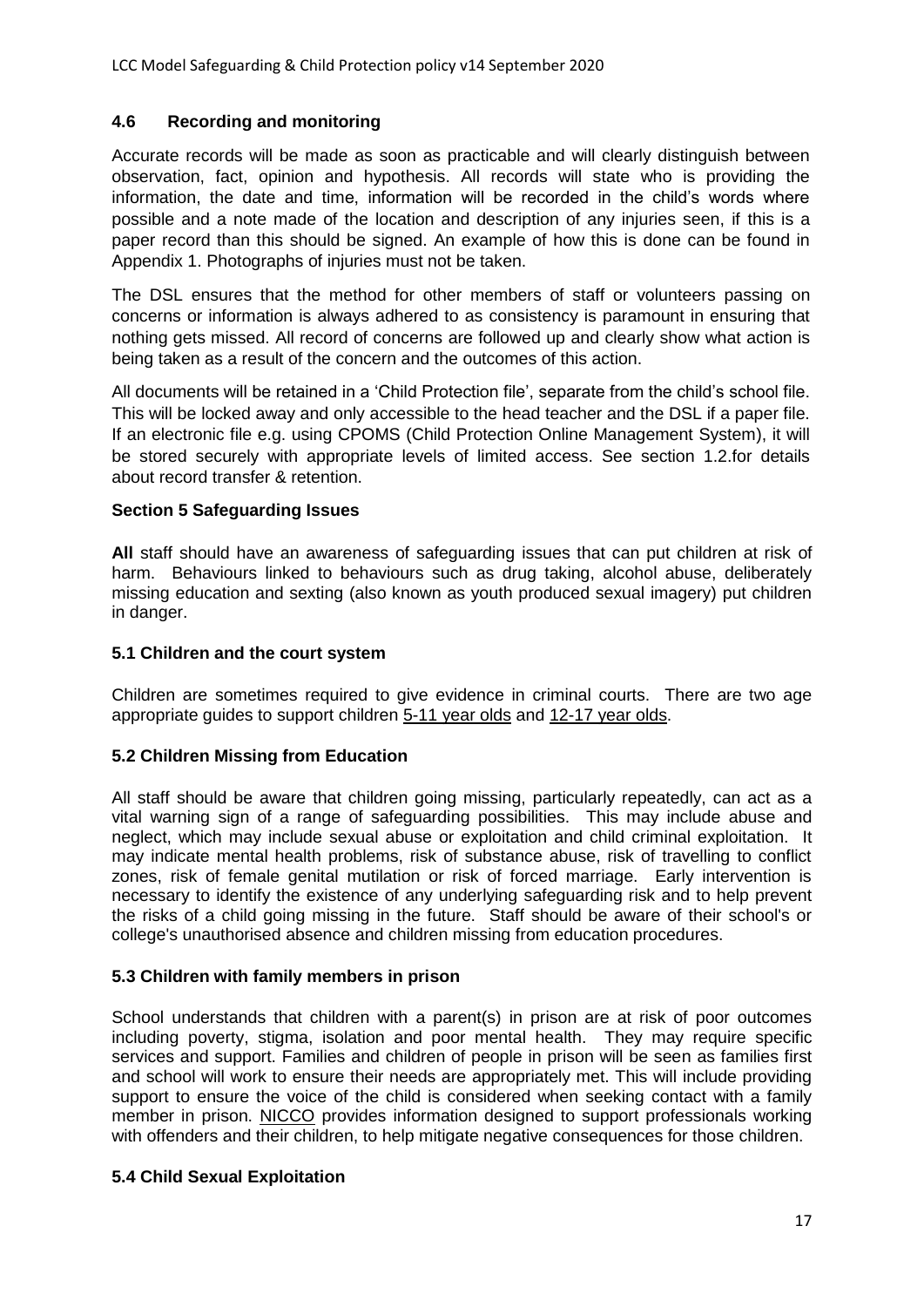## 4.6 Recording and monitoring

Accurate records will be made as soon as practicable and will clearly distinguish between observation, fact, opinion and hypothesis. All records will state who is providing the information, the date and time, information will be recorded in the child's words where possible and a note made of the location and description of any injuries seen, if this is a paper record than this should be signed. An example of how this is done can be found in Appendix 1. Photographs of injuries must not be taken.

The DSL ensures that the method for other members of staff or volunteers passing on concerns or information is always adhered to as consistency is paramount in ensuring that nothing gets missed. All record of concerns are followed up and clearly show what action is being taken as a result of the concern and the outcomes of this action.

All documents will be retained in a 'Child Protection file', separate from the child's school file. This will be locked away and only accessible to the head teacher and the DSL if a paper file. If an electronic file e.g. using CPOMS (Child Protection Online Management System), it will be stored securely with appropriate levels of limited access. See section 1.2.for details about record transfer & retention.

## Section 5 Safeguarding Issues

**All** staff should have an awareness of safeguarding issues that can put children at risk of harm. Behaviours linked to behaviours such as drug taking, alcohol abuse, deliberately missing education and sexting (also known as youth produced sexual imagery) put children in danger.

### 5.1 Children and the court system

Children are sometimes required to give evidence in criminal courts. There are two age appropriate guides to support children 5-11 year olds and 12-17 year olds.

### 5.2 Children Missing from Education

All staff should be aware that children going missing, particularly repeatedly, can act as a vital warning sign of a range of safeguarding possibilities. This may include abuse and neglect, which may include sexual abuse or exploitation and child criminal exploitation. It may indicate mental health problems, risk of substance abuse, risk of travelling to conflict zones, risk of female genital mutilation or risk of forced marriage. Early intervention is necessary to identify the existence of any underlying safeguarding risk and to help prevent the risks of a child going missing in the future. Staff should be aware of their school's or college's unauthorised absence and children missing from education procedures.

### 5.3 Children with family members in prison

School understands that children with a parent(s) in prison are at risk of poor outcomes including poverty, stigma, isolation and poor mental health. They may require specific services and support. Families and children of people in prison will be seen as families first and school will work to ensure their needs are appropriately met. This will include providing support to ensure the voice of the child is considered when seeking contact with a family member in prison. NICCO provides information designed to support professionals working with offenders and their children, to help mitigate negative consequences for those children.

### 5.4 Child Sexual Exploitation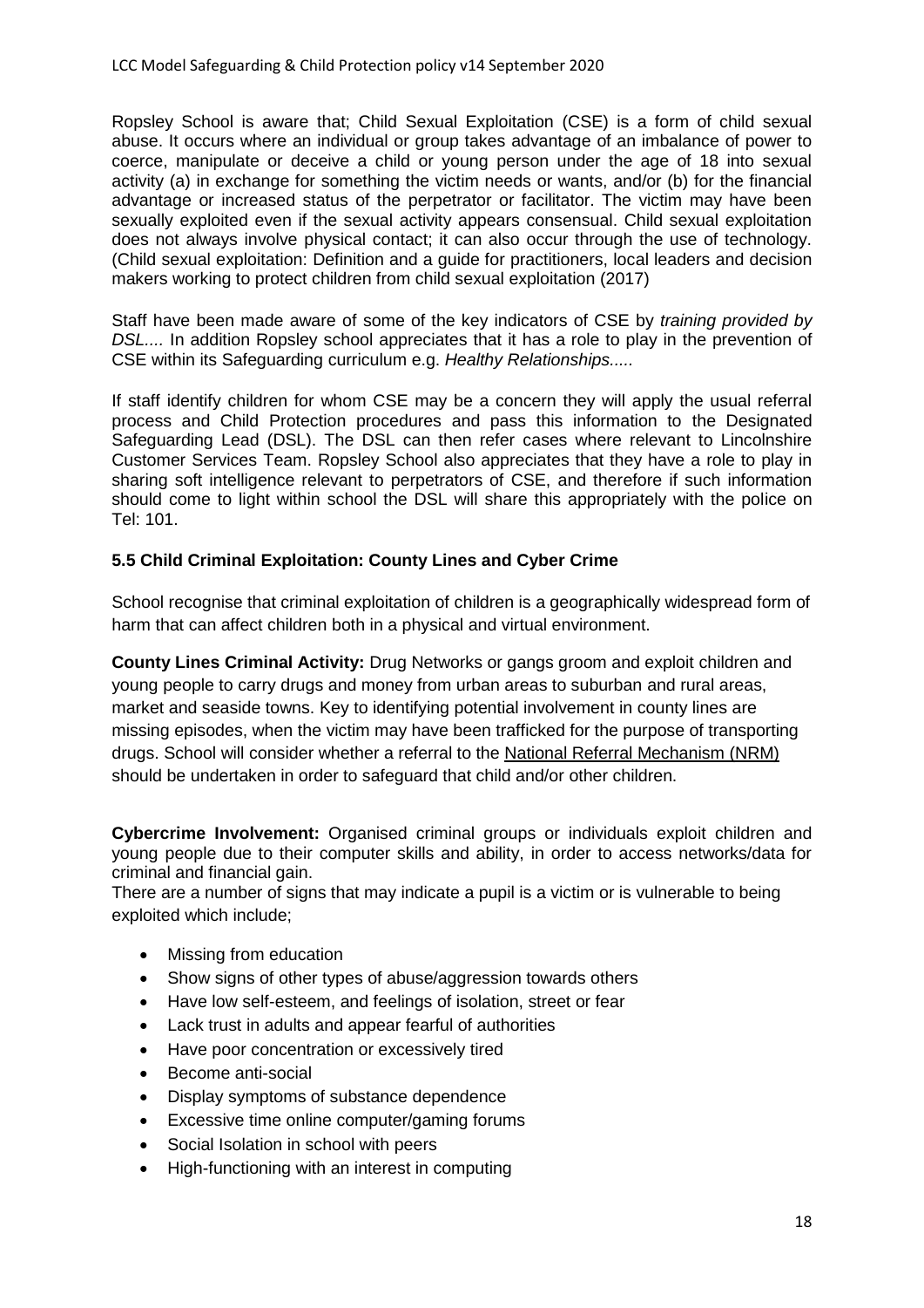Ropsley School is aware that; Child Sexual Exploitation (CSE) is a form of child sexual abuse. It occurs where an individual or group takes advantage of an imbalance of power to coerce, manipulate or deceive a child or young person under the age of 18 into sexual activity (a) in exchange for something the victim needs or wants, and/or (b) for the financial advantage or increased status of the perpetrator or facilitator. The victim may have been sexually exploited even if the sexual activity appears consensual. Child sexual exploitation does not always involve physical contact; it can also occur through the use of technology. (Child sexual exploitation: Definition and a guide for practitioners, local leaders and decision makers working to protect children from child sexual exploitation (2017)

Staff have been made aware of some of the key indicators of CSE by *training provided by DSL....* In addition Ropsley school appreciates that it has a role to play in the prevention of CSE within its Safeguarding curriculum e.g. *Healthy Relationships.....*

If staff identify children for whom CSE may be a concern they will apply the usual referral process and Child Protection procedures and pass this information to the Designated Safeguarding Lead (DSL). The DSL can then refer cases where relevant to Lincolnshire Customer Services Team. Ropsley School also appreciates that they have a role to play in sharing soft intelligence relevant to perpetrators of CSE, and therefore if such information should come to light within school the DSL will share this appropriately with the police on Tel: 101.

### 5.5 Child Criminal Exploitation: County Lines and Cyber Crime

School recognise that criminal exploitation of children is a geographically widespread form of harm that can affect children both in a physical and virtual environment.

**County Lines Criminal Activity:** Drug Networks or gangs groom and exploit children and young people to carry drugs and money from urban areas to suburban and rural areas, market and seaside towns. Key to identifying potential involvement in county lines are missing episodes, when the victim may have been trafficked for the purpose of transporting drugs. School will consider whether a referral to the National Referral Mechanism (NRM) should be undertaken in order to safeguard that child and/or other children.

**Cybercrime Involvement:** Organised criminal groups or individuals exploit children and young people due to their computer skills and ability, in order to access networks/data for criminal and financial gain.

There are a number of signs that may indicate a pupil is a victim or is vulnerable to being exploited which include;

- Missing from education
- Show signs of other types of abuse/aggression towards others
- Have low self-esteem, and feelings of isolation, street or fear
- Lack trust in adults and appear fearful of authorities
- Have poor concentration or excessively tired
- Become anti-social
- Display symptoms of substance dependence
- Excessive time online computer/gaming forums
- Social Isolation in school with peers
- High-functioning with an interest in computing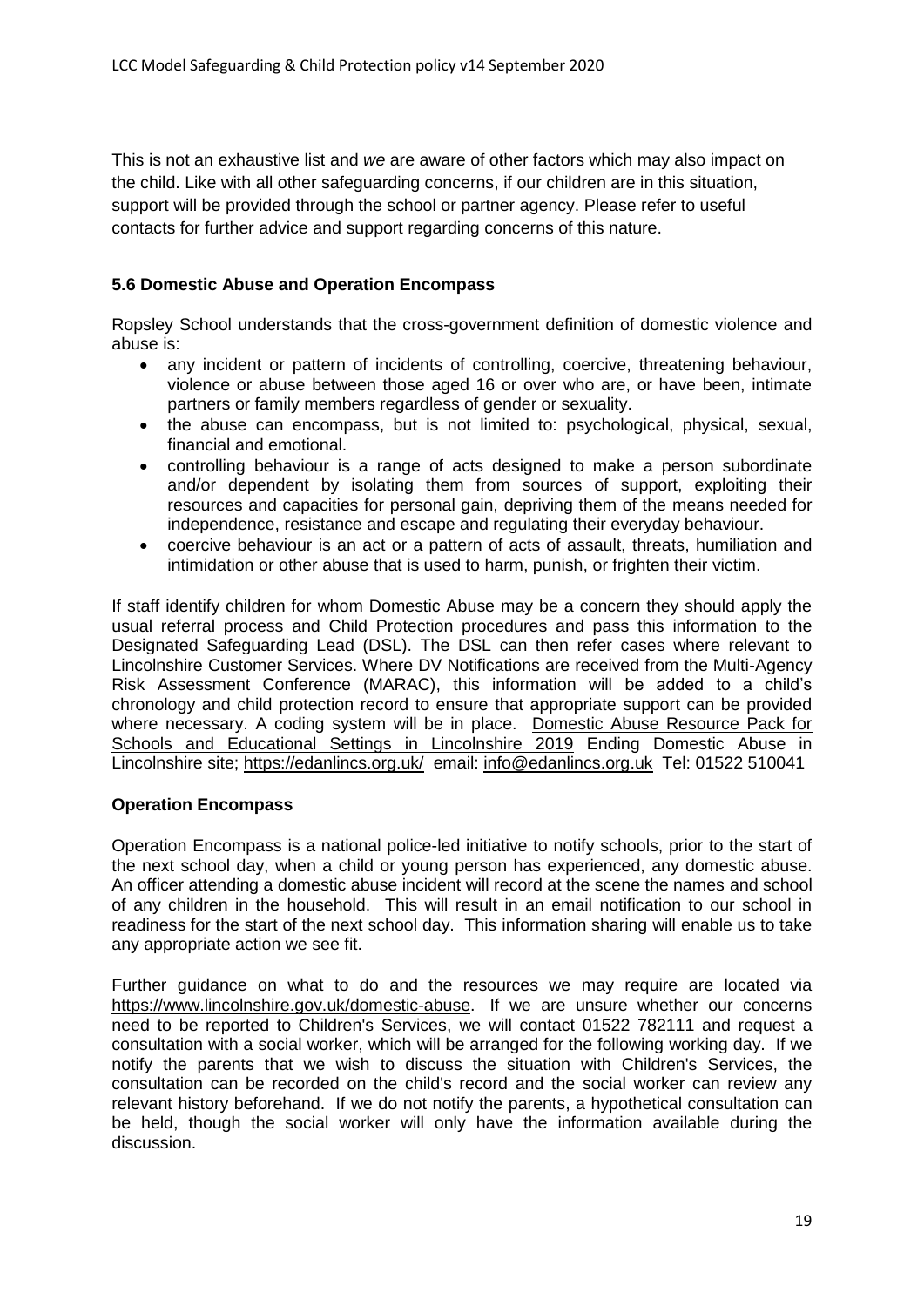This is not an exhaustive list and *we* are aware of other factors which may also impact on the child. Like with all other safeguarding concerns, if our children are in this situation, support will be provided through the school or partner agency. Please refer to useful contacts for further advice and support regarding concerns of this nature.

### 5.6 Domestic Abuse and Operation Encompass

Ropsley School understands that the cross-government definition of domestic violence and abuse is:

- any incident or pattern of incidents of controlling, coercive, threatening behaviour, violence or abuse between those aged 16 or over who are, or have been, intimate partners or family members regardless of gender or sexuality.
- the abuse can encompass, but is not limited to: psychological, physical, sexual, financial and emotional.
- controlling behaviour is a range of acts designed to make a person subordinate and/or dependent by isolating them from sources of support, exploiting their resources and capacities for personal gain, depriving them of the means needed for independence, resistance and escape and regulating their everyday behaviour.
- coercive behaviour is an act or a pattern of acts of assault, threats, humiliation and intimidation or other abuse that is used to harm, punish, or frighten their victim.

If staff identify children for whom Domestic Abuse may be a concern they should apply the usual referral process and Child Protection procedures and pass this information to the Designated Safeguarding Lead (DSL). The DSL can then refer cases where relevant to Lincolnshire Customer Services. Where DV Notifications are received from the Multi-Agency Risk Assessment Conference (MARAC), this information will be added to a child's chronology and child protection record to ensure that appropriate support can be provided where necessary. A coding system will be in place. Domestic Abuse Resource Pack for Schools and Educational Settings in Lincolnshire 2019 Ending Domestic Abuse in Lincolnshire site; https://edanlincs.org.uk/ email: info@edanlincs.org.uk Tel: 01522 510041

### Operation Encompass

Operation Encompass is a national police-led initiative to notify schools, prior to the start of the next school day, when a child or young person has experienced, any domestic abuse. An officer attending a domestic abuse incident will record at the scene the names and school of any children in the household. This will result in an email notification to our school in readiness for the start of the next school day. This information sharing will enable us to take any appropriate action we see fit.

Further guidance on what to do and the resources we may require are located via https://www.lincolnshire.gov.uk/domestic-abuse. If we are unsure whether our concerns need to be reported to Children's Services, we will contact 01522 782111 and request a consultation with a social worker, which will be arranged for the following working day. If we notify the parents that we wish to discuss the situation with Children's Services, the consultation can be recorded on the child's record and the social worker can review any relevant history beforehand. If we do not notify the parents, a hypothetical consultation can be held, though the social worker will only have the information available during the discussion.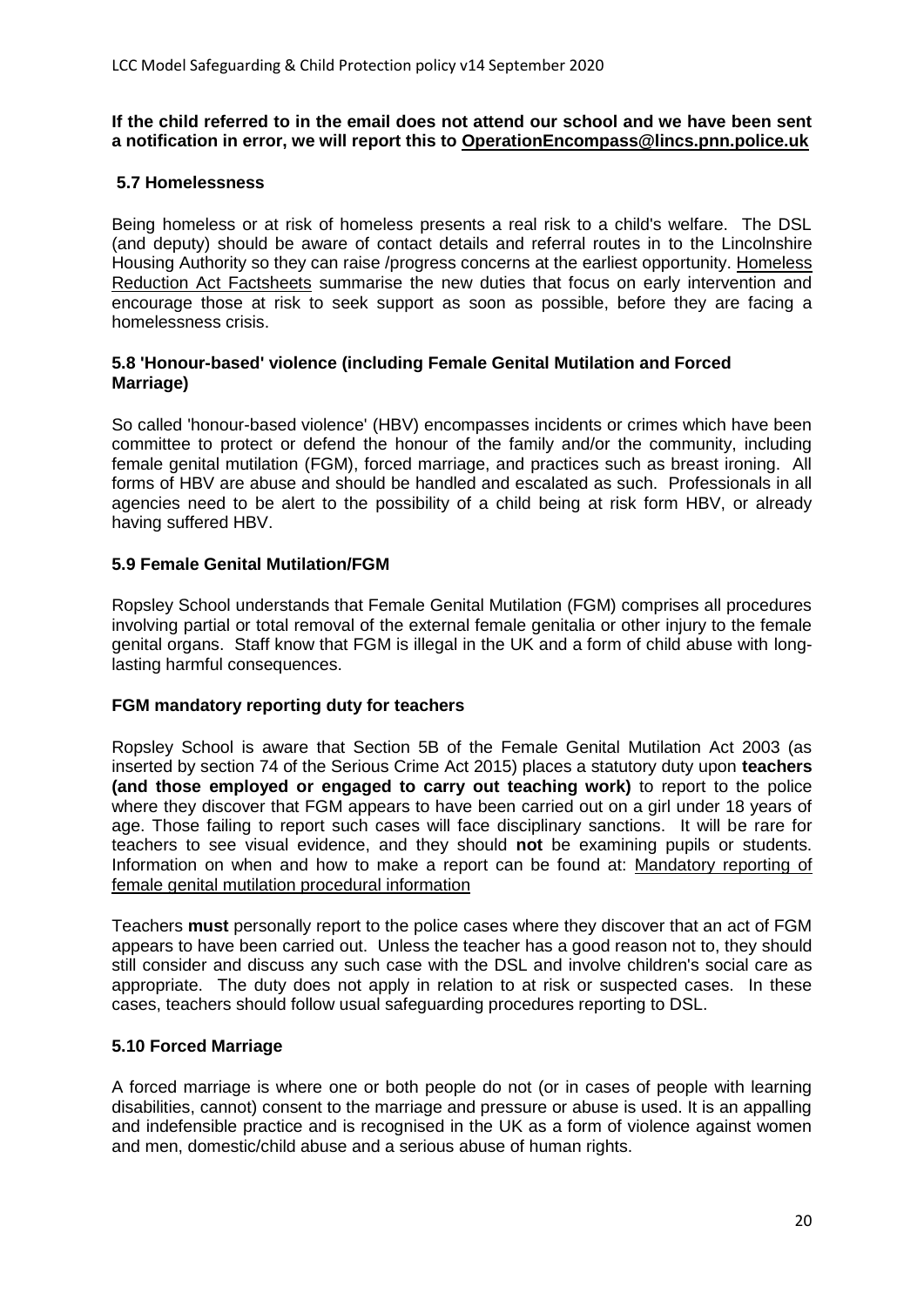**If the child referred to in the email does not attend our school and we have been sent a notification in error, we will report this to OperationEncompass@lincs.pnn.police.uk**

### 5.7 Homelessness

Being homeless or at risk of homeless presents a real risk to a child's welfare. The DSL (and deputy) should be aware of contact details and referral routes in to the Lincolnshire Housing Authority so they can raise /progress concerns at the earliest opportunity. Homeless Reduction Act Factsheets summarise the new duties that focus on early intervention and encourage those at risk to seek support as soon as possible, before they are facing a homelessness crisis.

### 5.8 'Honour-based' violence (including Female Genital Mutilation and Forced Marriage)

So called 'honour-based violence' (HBV) encompasses incidents or crimes which have been committee to protect or defend the honour of the family and/or the community, including female genital mutilation (FGM), forced marriage, and practices such as breast ironing. All forms of HBV are abuse and should be handled and escalated as such. Professionals in all agencies need to be alert to the possibility of a child being at risk form HBV, or already having suffered HBV.

### 5.9 Female Genital Mutilation/FGM

Ropsley School understands that Female Genital Mutilation (FGM) comprises all procedures involving partial or total removal of the external female genitalia or other injury to the female genital organs. Staff know that FGM is illegal in the UK and a form of child abuse with long-lasting harmful consequences.

#### FGM mandatory reporting duty for teachers

Ropsley School is aware that Section 5B of the Female Genital Mutilation Act 2003 (as inserted by section 74 of the Serious Crime Act 2015) places a statutory duty upon **teachers (and those employed or engaged to carry out teaching work)** to report to the police where they discover that FGM appears to have been carried out on a girl under 18 years of age. Those failing to report such cases will face disciplinary sanctions. It will be rare for teachers to see visual evidence, and they should **not** be examining pupils or students. Information on when and how to make a report can be found at: Mandatory reporting of female genital mutilation procedural information

Teachers **must** personally report to the police cases where they discover that an act of FGM appears to have been carried out. Unless the teacher has a good reason not to, they should still consider and discuss any such case with the DSL and involve children's social care as appropriate. The duty does not apply in relation to at risk or suspected cases. In these cases, teachers should follow usual safeguarding procedures reporting to DSL.

### 5.10 Forced Marriage

A forced marriage is where one or both people do not (or in cases of people with learning disabilities, cannot) consent to the marriage and pressure or abuse is used. It is an appalling and indefensible practice and is recognised in the UK as a form of violence against women and men, domestic/child abuse and a serious abuse of human rights.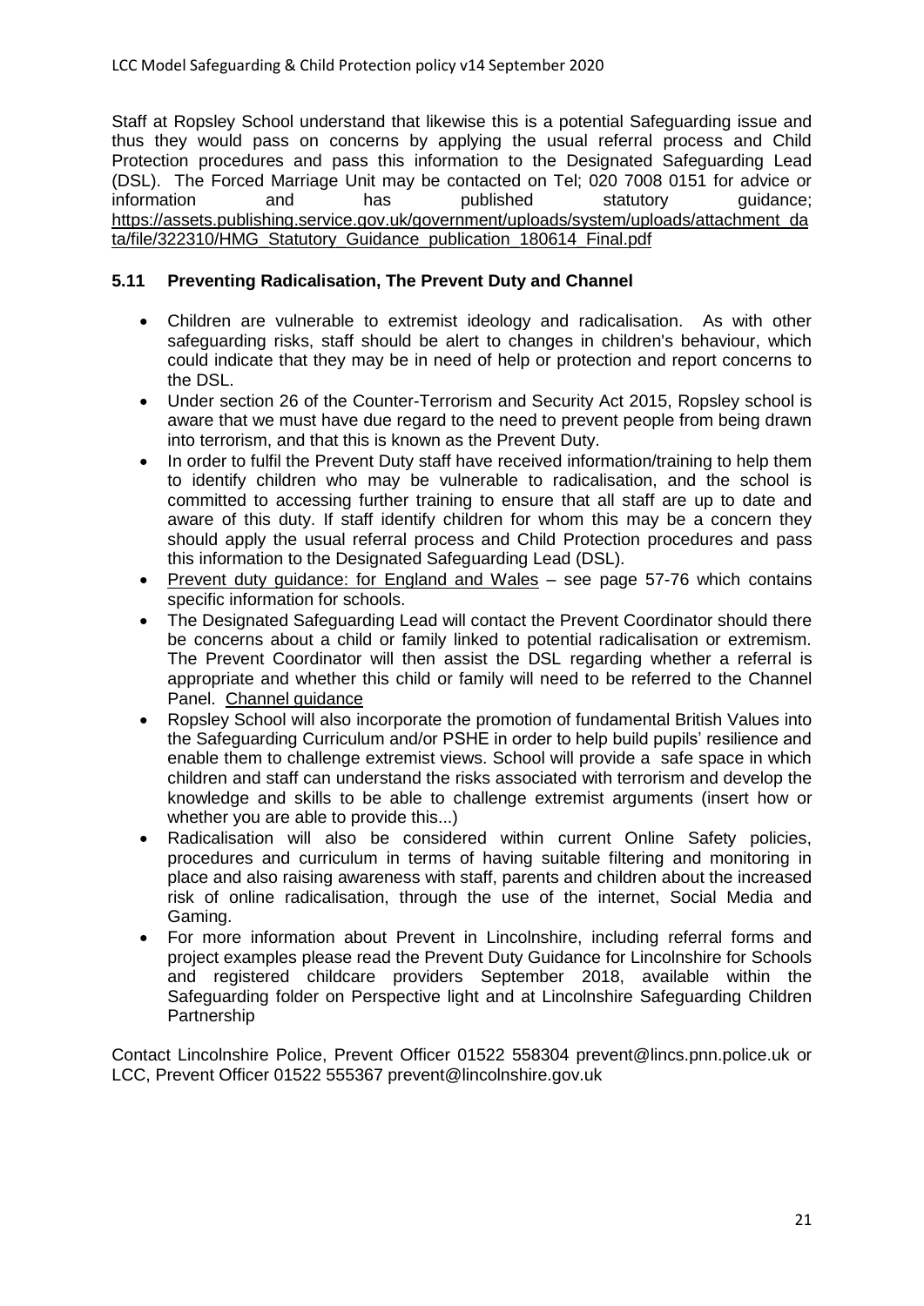Staff at Ropsley School understand that likewise this is a potential Safeguarding issue and thus they would pass on concerns by applying the usual referral process and Child Protection procedures and pass this information to the Designated Safeguarding Lead (DSL). The Forced Marriage Unit may be contacted on Tel; 020 7008 0151 for advice or information and has published statutory guidance; https://assets.publishing.service.gov.uk/government/uploads/system/uploads/attachment_data/file/322310/HMG_Statutory_Guidance_publication_180614_Final.pdf

### 5.11 Preventing Radicalisation, The Prevent Duty and Channel

- Children are vulnerable to extremist ideology and radicalisation. As with other safeguarding risks, staff should be alert to changes in children's behaviour, which could indicate that they may be in need of help or protection and report concerns to the DSL.
- Under section 26 of the Counter-Terrorism and Security Act 2015, Ropsley school is aware that we must have due regard to the need to prevent people from being drawn into terrorism, and that this is known as the Prevent Duty.
- In order to fulfil the Prevent Duty staff have received information/training to help them to identify children who may be vulnerable to radicalisation, and the school is committed to accessing further training to ensure that all staff are up to date and aware of this duty. If staff identify children for whom this may be a concern they should apply the usual referral process and Child Protection procedures and pass this information to the Designated Safeguarding Lead (DSL).
- Prevent duty guidance: for England and Wales – see page 57-76 which contains specific information for schools.
- The Designated Safeguarding Lead will contact the Prevent Coordinator should there be concerns about a child or family linked to potential radicalisation or extremism. The Prevent Coordinator will then assist the DSL regarding whether a referral is appropriate and whether this child or family will need to be referred to the Channel Panel. Channel guidance
- Ropsley School will also incorporate the promotion of fundamental British Values into the Safeguarding Curriculum and/or PSHE in order to help build pupils' resilience and enable them to challenge extremist views. School will provide a safe space in which children and staff can understand the risks associated with terrorism and develop the knowledge and skills to be able to challenge extremist arguments (insert how or whether you are able to provide this...)
- Radicalisation will also be considered within current Online Safety policies, procedures and curriculum in terms of having suitable filtering and monitoring in place and also raising awareness with staff, parents and children about the increased risk of online radicalisation, through the use of the internet, Social Media and Gaming.
- For more information about Prevent in Lincolnshire, including referral forms and project examples please read the Prevent Duty Guidance for Lincolnshire for Schools and registered childcare providers September 2018, available within the Safeguarding folder on Perspective light and at Lincolnshire Safeguarding Children Partnership

Contact Lincolnshire Police, Prevent Officer 01522 558304 prevent@lincs.pnn.police.uk or LCC, Prevent Officer 01522 555367 prevent@lincolnshire.gov.uk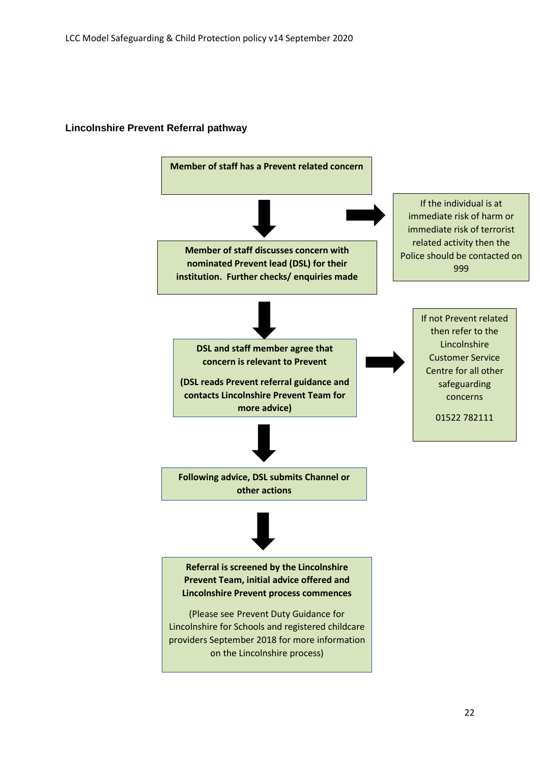## Lincolnshire Prevent Referral pathway

**Member of staff has a Prevent related concern**

↓

**Member of staff discusses concern with nominated Prevent lead (DSL) for their institution. Further checks/ enquiries made**

→ If the individual is at immediate risk of harm or immediate risk of terrorist related activity then the Police should be contacted on 999

↓

**DSL and staff member agree that concern is relevant to Prevent**

**(DSL reads Prevent referral guidance and contacts Lincolnshire Prevent Team for more advice)**

→ If not Prevent related then refer to the Lincolnshire Customer Service Centre for all other safeguarding concerns

01522 782111

↓

**Following advice, DSL submits Channel or other actions**

↓

**Referral is screened by the Lincolnshire Prevent Team, initial advice offered and Lincolnshire Prevent process commences**

(Please see Prevent Duty Guidance for Lincolnshire for Schools and registered childcare providers September 2018 for more information on the Lincolnshire process)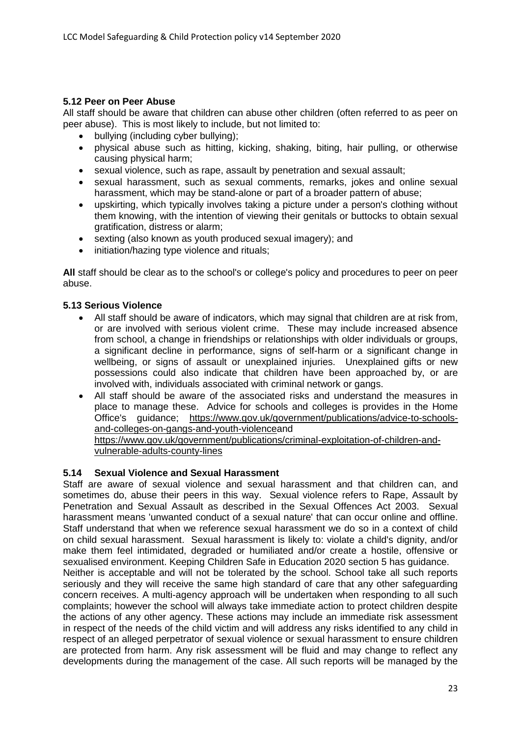### 5.12 Peer on Peer Abuse

All staff should be aware that children can abuse other children (often referred to as peer on peer abuse). This is most likely to include, but not limited to:

- bullying (including cyber bullying);
- physical abuse such as hitting, kicking, shaking, biting, hair pulling, or otherwise causing physical harm;
- sexual violence, such as rape, assault by penetration and sexual assault;
- sexual harassment, such as sexual comments, remarks, jokes and online sexual harassment, which may be stand-alone or part of a broader pattern of abuse;
- upskirting, which typically involves taking a picture under a person's clothing without them knowing, with the intention of viewing their genitals or buttocks to obtain sexual gratification, distress or alarm;
- sexting (also known as youth produced sexual imagery); and
- initiation/hazing type violence and rituals;

**All** staff should be clear as to the school's or college's policy and procedures to peer on peer abuse.

### 5.13 Serious Violence

- All staff should be aware of indicators, which may signal that children are at risk from, or are involved with serious violent crime. These may include increased absence from school, a change in friendships or relationships with older individuals or groups, a significant decline in performance, signs of self-harm or a significant change in wellbeing, or signs of assault or unexplained injuries. Unexplained gifts or new possessions could also indicate that children have been approached by, or are involved with, individuals associated with criminal network or gangs.
- All staff should be aware of the associated risks and understand the measures in place to manage these. Advice for schools and colleges is provides in the Home Office's guidance; https://www.gov.uk/government/publications/advice-to-schools-and-colleges-on-gangs-and-youth-violenceand https://www.gov.uk/government/publications/criminal-exploitation-of-children-and-vulnerable-adults-county-lines

### 5.14 Sexual Violence and Sexual Harassment

Staff are aware of sexual violence and sexual harassment and that children can, and sometimes do, abuse their peers in this way. Sexual violence refers to Rape, Assault by Penetration and Sexual Assault as described in the Sexual Offences Act 2003. Sexual harassment means 'unwanted conduct of a sexual nature' that can occur online and offline. Staff understand that when we reference sexual harassment we do so in a context of child on child sexual harassment. Sexual harassment is likely to: violate a child's dignity, and/or make them feel intimidated, degraded or humiliated and/or create a hostile, offensive or sexualised environment. Keeping Children Safe in Education 2020 section 5 has guidance.

Neither is acceptable and will not be tolerated by the school. School take all such reports seriously and they will receive the same high standard of care that any other safeguarding concern receives. A multi-agency approach will be undertaken when responding to all such complaints; however the school will always take immediate action to protect children despite the actions of any other agency. These actions may include an immediate risk assessment in respect of the needs of the child victim and will address any risks identified to any child in respect of an alleged perpetrator of sexual violence or sexual harassment to ensure children are protected from harm. Any risk assessment will be fluid and may change to reflect any developments during the management of the case. All such reports will be managed by the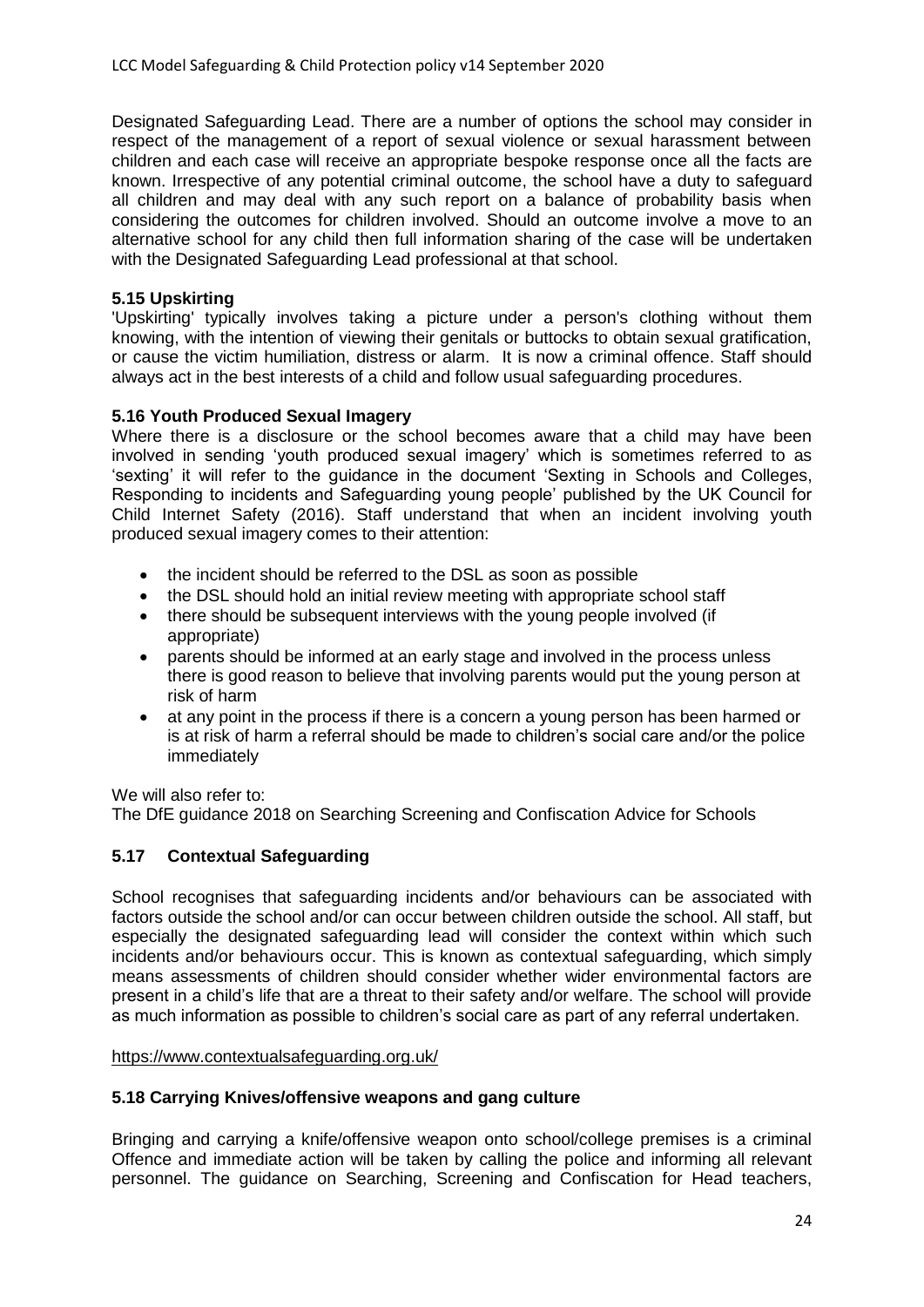Designated Safeguarding Lead. There are a number of options the school may consider in respect of the management of a report of sexual violence or sexual harassment between children and each case will receive an appropriate bespoke response once all the facts are known. Irrespective of any potential criminal outcome, the school have a duty to safeguard all children and may deal with any such report on a balance of probability basis when considering the outcomes for children involved. Should an outcome involve a move to an alternative school for any child then full information sharing of the case will be undertaken with the Designated Safeguarding Lead professional at that school.

### 5.15 Upskirting

'Upskirting' typically involves taking a picture under a person's clothing without them knowing, with the intention of viewing their genitals or buttocks to obtain sexual gratification, or cause the victim humiliation, distress or alarm. It is now a criminal offence. Staff should always act in the best interests of a child and follow usual safeguarding procedures.

### 5.16 Youth Produced Sexual Imagery

Where there is a disclosure or the school becomes aware that a child may have been involved in sending 'youth produced sexual imagery' which is sometimes referred to as 'sexting' it will refer to the guidance in the document 'Sexting in Schools and Colleges, Responding to incidents and Safeguarding young people' published by the UK Council for Child Internet Safety (2016). Staff understand that when an incident involving youth produced sexual imagery comes to their attention:

- the incident should be referred to the DSL as soon as possible
- the DSL should hold an initial review meeting with appropriate school staff
- there should be subsequent interviews with the young people involved (if appropriate)
- parents should be informed at an early stage and involved in the process unless there is good reason to believe that involving parents would put the young person at risk of harm
- at any point in the process if there is a concern a young person has been harmed or is at risk of harm a referral should be made to children's social care and/or the police immediately

We will also refer to:
The DfE guidance 2018 on Searching Screening and Confiscation Advice for Schools

### 5.17 Contextual Safeguarding

School recognises that safeguarding incidents and/or behaviours can be associated with factors outside the school and/or can occur between children outside the school. All staff, but especially the designated safeguarding lead will consider the context within which such incidents and/or behaviours occur. This is known as contextual safeguarding, which simply means assessments of children should consider whether wider environmental factors are present in a child's life that are a threat to their safety and/or welfare. The school will provide as much information as possible to children's social care as part of any referral undertaken.

https://www.contextualsafeguarding.org.uk/

### 5.18 Carrying Knives/offensive weapons and gang culture

Bringing and carrying a knife/offensive weapon onto school/college premises is a criminal Offence and immediate action will be taken by calling the police and informing all relevant personnel. The guidance on Searching, Screening and Confiscation for Head teachers,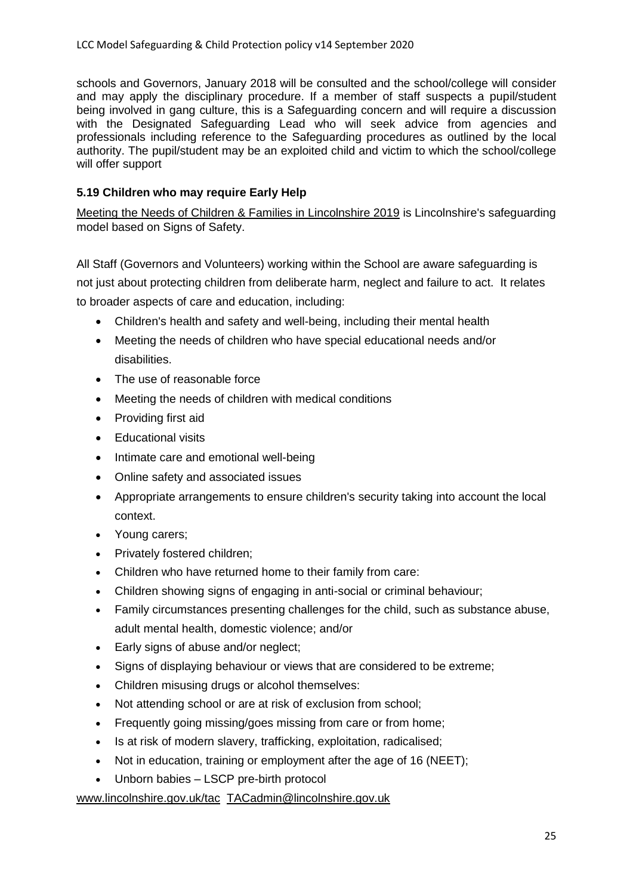schools and Governors, January 2018 will be consulted and the school/college will consider and may apply the disciplinary procedure. If a member of staff suspects a pupil/student being involved in gang culture, this is a Safeguarding concern and will require a discussion with the Designated Safeguarding Lead who will seek advice from agencies and professionals including reference to the Safeguarding procedures as outlined by the local authority. The pupil/student may be an exploited child and victim to which the school/college will offer support

### 5.19 Children who may require Early Help

Meeting the Needs of Children & Families in Lincolnshire 2019 is Lincolnshire's safeguarding model based on Signs of Safety.

All Staff (Governors and Volunteers) working within the School are aware safeguarding is not just about protecting children from deliberate harm, neglect and failure to act. It relates to broader aspects of care and education, including:

- Children's health and safety and well-being, including their mental health
- Meeting the needs of children who have special educational needs and/or disabilities.
- The use of reasonable force
- Meeting the needs of children with medical conditions
- Providing first aid
- Educational visits
- Intimate care and emotional well-being
- Online safety and associated issues
- Appropriate arrangements to ensure children's security taking into account the local context.
- Young carers;
- Privately fostered children;
- Children who have returned home to their family from care:
- Children showing signs of engaging in anti-social or criminal behaviour;
- Family circumstances presenting challenges for the child, such as substance abuse, adult mental health, domestic violence; and/or
- Early signs of abuse and/or neglect;
- Signs of displaying behaviour or views that are considered to be extreme;
- Children misusing drugs or alcohol themselves:
- Not attending school or are at risk of exclusion from school;
- Frequently going missing/goes missing from care or from home;
- Is at risk of modern slavery, trafficking, exploitation, radicalised;
- Not in education, training or employment after the age of 16 (NEET);
- Unborn babies – LSCP pre-birth protocol

www.lincolnshire.gov.uk/tac TACadmin@lincolnshire.gov.uk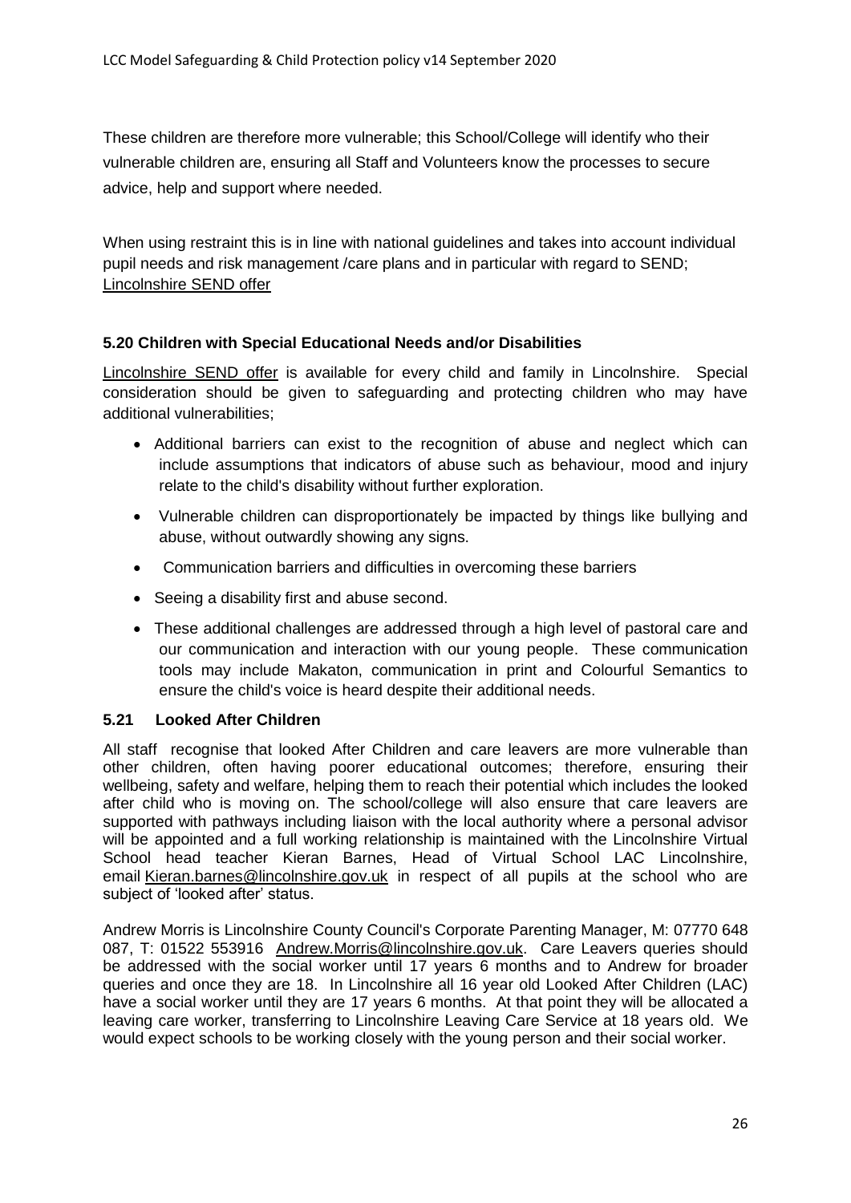These children are therefore more vulnerable; this School/College will identify who their vulnerable children are, ensuring all Staff and Volunteers know the processes to secure advice, help and support where needed.

When using restraint this is in line with national guidelines and takes into account individual pupil needs and risk management /care plans and in particular with regard to SEND; Lincolnshire SEND offer

### 5.20 Children with Special Educational Needs and/or Disabilities

Lincolnshire SEND offer is available for every child and family in Lincolnshire. Special consideration should be given to safeguarding and protecting children who may have additional vulnerabilities;

- Additional barriers can exist to the recognition of abuse and neglect which can include assumptions that indicators of abuse such as behaviour, mood and injury relate to the child's disability without further exploration.
- Vulnerable children can disproportionately be impacted by things like bullying and abuse, without outwardly showing any signs.
- Communication barriers and difficulties in overcoming these barriers
- Seeing a disability first and abuse second.
- These additional challenges are addressed through a high level of pastoral care and our communication and interaction with our young people. These communication tools may include Makaton, communication in print and Colourful Semantics to ensure the child's voice is heard despite their additional needs.

### 5.21 Looked After Children

All staff recognise that looked After Children and care leavers are more vulnerable than other children, often having poorer educational outcomes; therefore, ensuring their wellbeing, safety and welfare, helping them to reach their potential which includes the looked after child who is moving on. The school/college will also ensure that care leavers are supported with pathways including liaison with the local authority where a personal advisor will be appointed and a full working relationship is maintained with the Lincolnshire Virtual School head teacher Kieran Barnes, Head of Virtual School LAC Lincolnshire, email Kieran.barnes@lincolnshire.gov.uk in respect of all pupils at the school who are subject of 'looked after' status.

Andrew Morris is Lincolnshire County Council's Corporate Parenting Manager, M: 07770 648 087, T: 01522 553916 Andrew.Morris@lincolnshire.gov.uk. Care Leavers queries should be addressed with the social worker until 17 years 6 months and to Andrew for broader queries and once they are 18. In Lincolnshire all 16 year old Looked After Children (LAC) have a social worker until they are 17 years 6 months. At that point they will be allocated a leaving care worker, transferring to Lincolnshire Leaving Care Service at 18 years old. We would expect schools to be working closely with the young person and their social worker.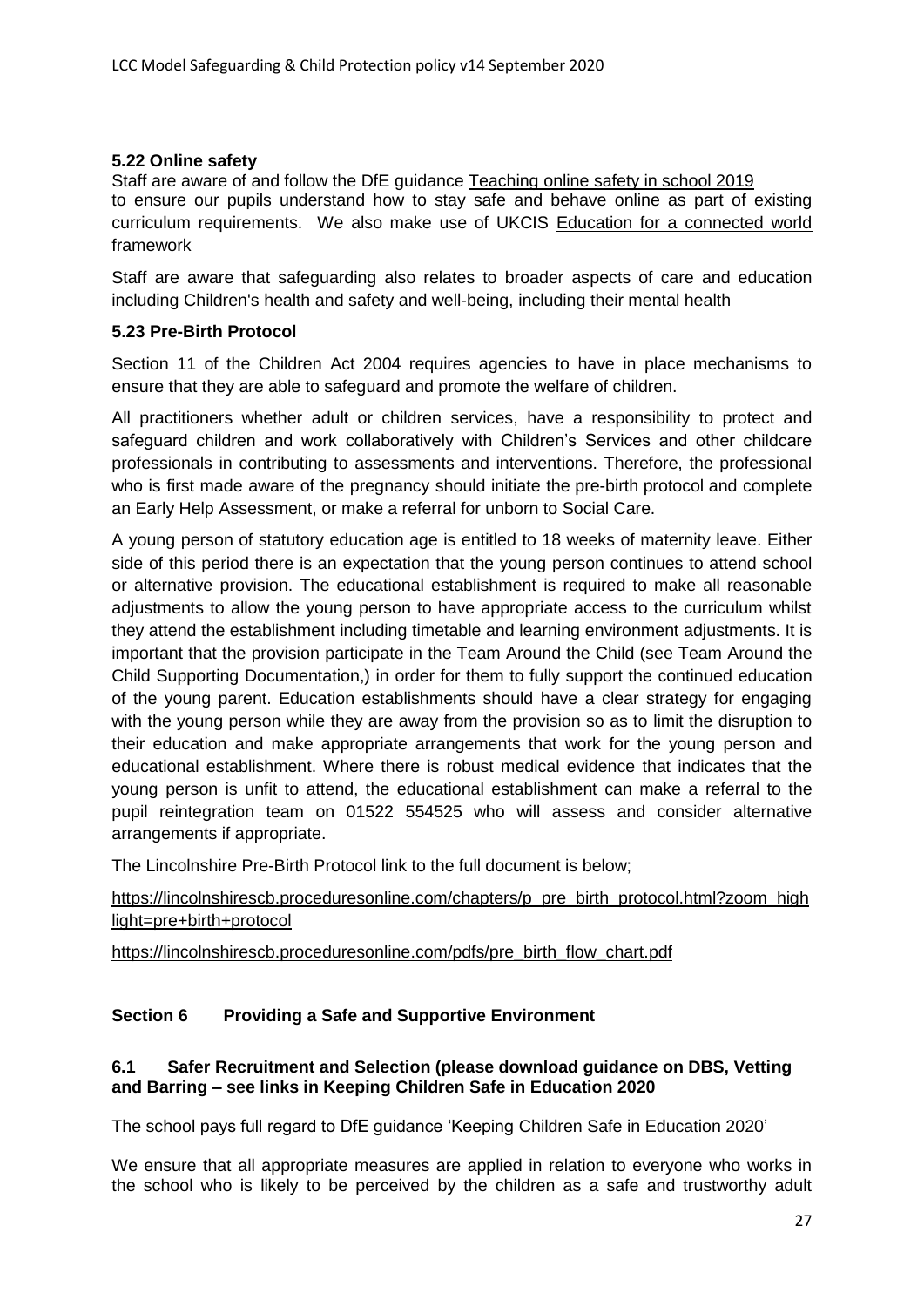### 5.22 Online safety

Staff are aware of and follow the DfE guidance Teaching online safety in school 2019 to ensure our pupils understand how to stay safe and behave online as part of existing curriculum requirements. We also make use of UKCIS Education for a connected world framework

Staff are aware that safeguarding also relates to broader aspects of care and education including Children's health and safety and well-being, including their mental health

### 5.23 Pre-Birth Protocol

Section 11 of the Children Act 2004 requires agencies to have in place mechanisms to ensure that they are able to safeguard and promote the welfare of children.

All practitioners whether adult or children services, have a responsibility to protect and safeguard children and work collaboratively with Children's Services and other childcare professionals in contributing to assessments and interventions. Therefore, the professional who is first made aware of the pregnancy should initiate the pre-birth protocol and complete an Early Help Assessment, or make a referral for unborn to Social Care.

A young person of statutory education age is entitled to 18 weeks of maternity leave. Either side of this period there is an expectation that the young person continues to attend school or alternative provision. The educational establishment is required to make all reasonable adjustments to allow the young person to have appropriate access to the curriculum whilst they attend the establishment including timetable and learning environment adjustments. It is important that the provision participate in the Team Around the Child (see Team Around the Child Supporting Documentation,) in order for them to fully support the continued education of the young parent. Education establishments should have a clear strategy for engaging with the young person while they are away from the provision so as to limit the disruption to their education and make appropriate arrangements that work for the young person and educational establishment. Where there is robust medical evidence that indicates that the young person is unfit to attend, the educational establishment can make a referral to the pupil reintegration team on 01522 554525 who will assess and consider alternative arrangements if appropriate.

The Lincolnshire Pre-Birth Protocol link to the full document is below;

https://lincolnshirescb.proceduresonline.com/chapters/p_pre_birth_protocol.html?zoom_highlight=pre+birth+protocol

https://lincolnshirescb.proceduresonline.com/pdfs/pre_birth_flow_chart.pdf

## Section 6 Providing a Safe and Supportive Environment

### 6.1 Safer Recruitment and Selection (please download guidance on DBS, Vetting and Barring – see links in Keeping Children Safe in Education 2020

The school pays full regard to DfE guidance 'Keeping Children Safe in Education 2020'

We ensure that all appropriate measures are applied in relation to everyone who works in the school who is likely to be perceived by the children as a safe and trustworthy adult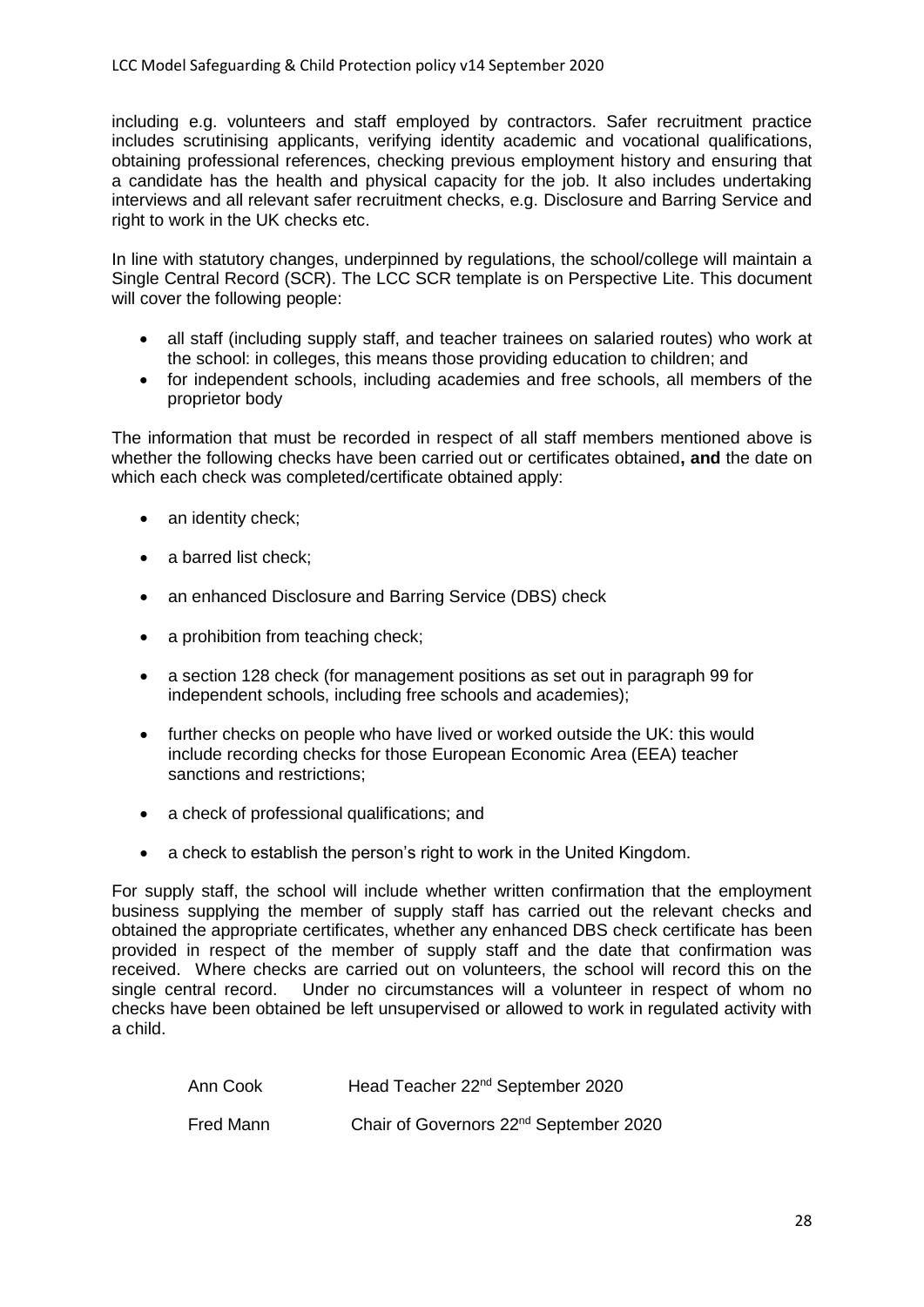including e.g. volunteers and staff employed by contractors. Safer recruitment practice includes scrutinising applicants, verifying identity academic and vocational qualifications, obtaining professional references, checking previous employment history and ensuring that a candidate has the health and physical capacity for the job. It also includes undertaking interviews and all relevant safer recruitment checks, e.g. Disclosure and Barring Service and right to work in the UK checks etc.

In line with statutory changes, underpinned by regulations, the school/college will maintain a Single Central Record (SCR). The LCC SCR template is on Perspective Lite. This document will cover the following people:

- all staff (including supply staff, and teacher trainees on salaried routes) who work at the school: in colleges, this means those providing education to children; and
- for independent schools, including academies and free schools, all members of the proprietor body

The information that must be recorded in respect of all staff members mentioned above is whether the following checks have been carried out or certificates obtained**, and** the date on which each check was completed/certificate obtained apply:

- an identity check;
- a barred list check;
- an enhanced Disclosure and Barring Service (DBS) check
- a prohibition from teaching check;
- a section 128 check (for management positions as set out in paragraph 99 for independent schools, including free schools and academies);
- further checks on people who have lived or worked outside the UK: this would include recording checks for those European Economic Area (EEA) teacher sanctions and restrictions;
- a check of professional qualifications; and
- a check to establish the person's right to work in the United Kingdom.

For supply staff, the school will include whether written confirmation that the employment business supplying the member of supply staff has carried out the relevant checks and obtained the appropriate certificates, whether any enhanced DBS check certificate has been provided in respect of the member of supply staff and the date that confirmation was received. Where checks are carried out on volunteers, the school will record this on the single central record. Under no circumstances will a volunteer in respect of whom no checks have been obtained be left unsupervised or allowed to work in regulated activity with a child.

Ann Cook — Head Teacher 22nd September 2020

Fred Mann — Chair of Governors 22nd September 2020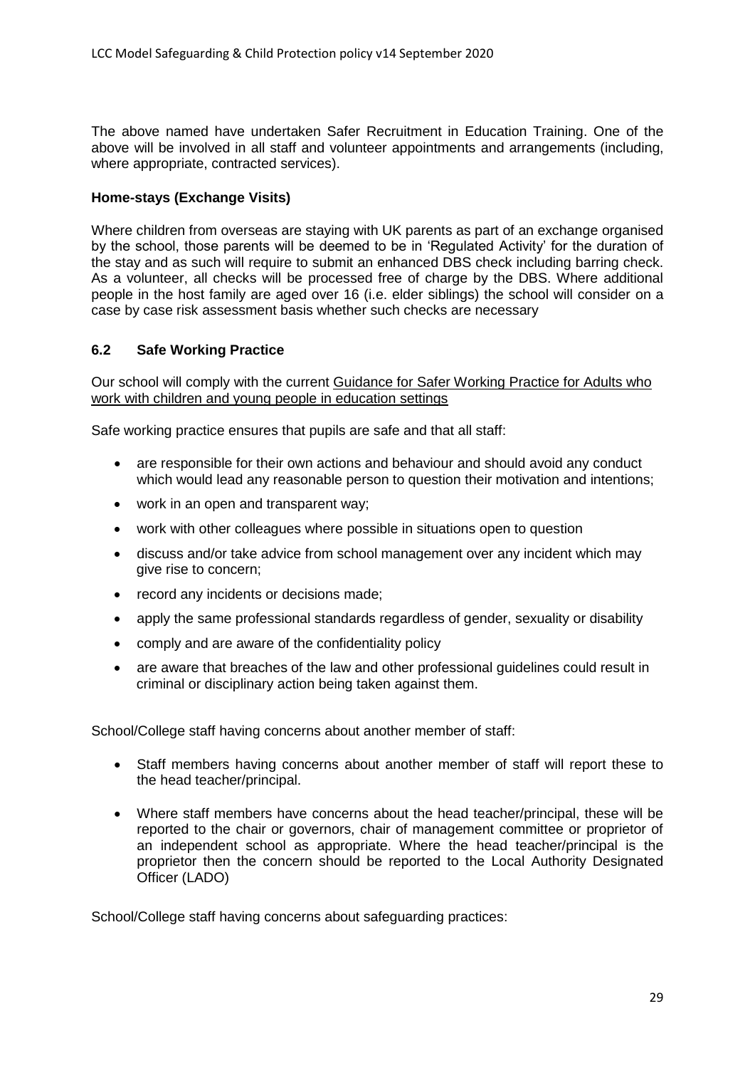The above named have undertaken Safer Recruitment in Education Training. One of the above will be involved in all staff and volunteer appointments and arrangements (including, where appropriate, contracted services).

**Home-stays (Exchange Visits)**

Where children from overseas are staying with UK parents as part of an exchange organised by the school, those parents will be deemed to be in 'Regulated Activity' for the duration of the stay and as such will require to submit an enhanced DBS check including barring check. As a volunteer, all checks will be processed free of charge by the DBS. Where additional people in the host family are aged over 16 (i.e. elder siblings) the school will consider on a case by case risk assessment basis whether such checks are necessary

### 6.2 Safe Working Practice

Our school will comply with the current Guidance for Safer Working Practice for Adults who work with children and young people in education settings

Safe working practice ensures that pupils are safe and that all staff:

- are responsible for their own actions and behaviour and should avoid any conduct which would lead any reasonable person to question their motivation and intentions;
- work in an open and transparent way;
- work with other colleagues where possible in situations open to question
- discuss and/or take advice from school management over any incident which may give rise to concern;
- record any incidents or decisions made;
- apply the same professional standards regardless of gender, sexuality or disability
- comply and are aware of the confidentiality policy
- are aware that breaches of the law and other professional guidelines could result in criminal or disciplinary action being taken against them.

School/College staff having concerns about another member of staff:

- Staff members having concerns about another member of staff will report these to the head teacher/principal.
- Where staff members have concerns about the head teacher/principal, these will be reported to the chair or governors, chair of management committee or proprietor of an independent school as appropriate. Where the head teacher/principal is the proprietor then the concern should be reported to the Local Authority Designated Officer (LADO)

School/College staff having concerns about safeguarding practices: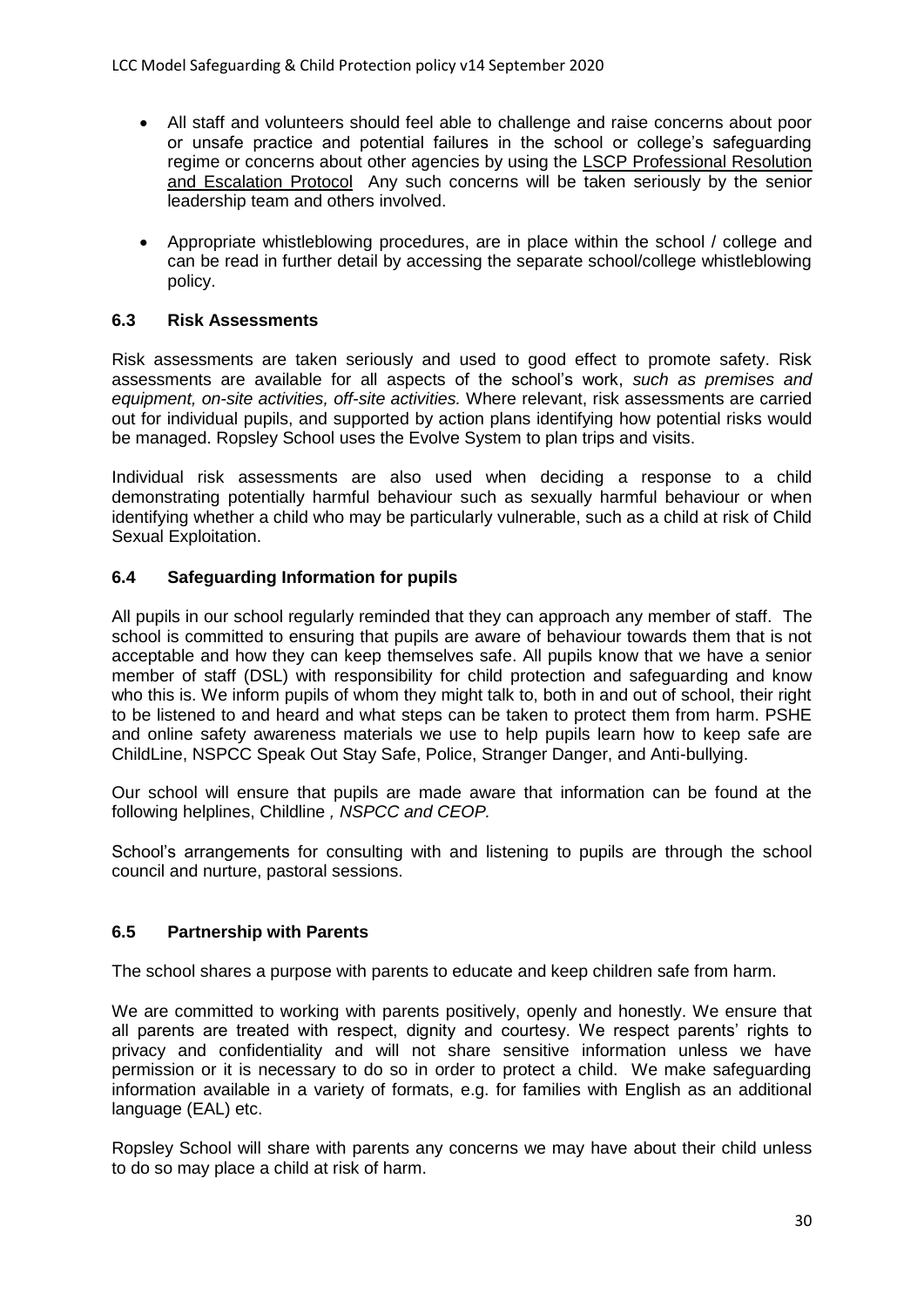- All staff and volunteers should feel able to challenge and raise concerns about poor or unsafe practice and potential failures in the school or college's safeguarding regime or concerns about other agencies by using the LSCP Professional Resolution and Escalation Protocol Any such concerns will be taken seriously by the senior leadership team and others involved.
- Appropriate whistleblowing procedures, are in place within the school / college and can be read in further detail by accessing the separate school/college whistleblowing policy.

### 6.3 Risk Assessments

Risk assessments are taken seriously and used to good effect to promote safety. Risk assessments are available for all aspects of the school's work, *such as premises and equipment, on-site activities, off-site activities.* Where relevant, risk assessments are carried out for individual pupils, and supported by action plans identifying how potential risks would be managed. Ropsley School uses the Evolve System to plan trips and visits.

Individual risk assessments are also used when deciding a response to a child demonstrating potentially harmful behaviour such as sexually harmful behaviour or when identifying whether a child who may be particularly vulnerable, such as a child at risk of Child Sexual Exploitation.

### 6.4 Safeguarding Information for pupils

All pupils in our school regularly reminded that they can approach any member of staff. The school is committed to ensuring that pupils are aware of behaviour towards them that is not acceptable and how they can keep themselves safe. All pupils know that we have a senior member of staff (DSL) with responsibility for child protection and safeguarding and know who this is. We inform pupils of whom they might talk to, both in and out of school, their right to be listened to and heard and what steps can be taken to protect them from harm. PSHE and online safety awareness materials we use to help pupils learn how to keep safe are ChildLine, NSPCC Speak Out Stay Safe, Police, Stranger Danger, and Anti-bullying.

Our school will ensure that pupils are made aware that information can be found at the following helplines, Childline *, NSPCC and CEOP.*

School's arrangements for consulting with and listening to pupils are through the school council and nurture, pastoral sessions.

### 6.5 Partnership with Parents

The school shares a purpose with parents to educate and keep children safe from harm.

We are committed to working with parents positively, openly and honestly. We ensure that all parents are treated with respect, dignity and courtesy. We respect parents' rights to privacy and confidentiality and will not share sensitive information unless we have permission or it is necessary to do so in order to protect a child. We make safeguarding information available in a variety of formats, e.g. for families with English as an additional language (EAL) etc.

Ropsley School will share with parents any concerns we may have about their child unless to do so may place a child at risk of harm.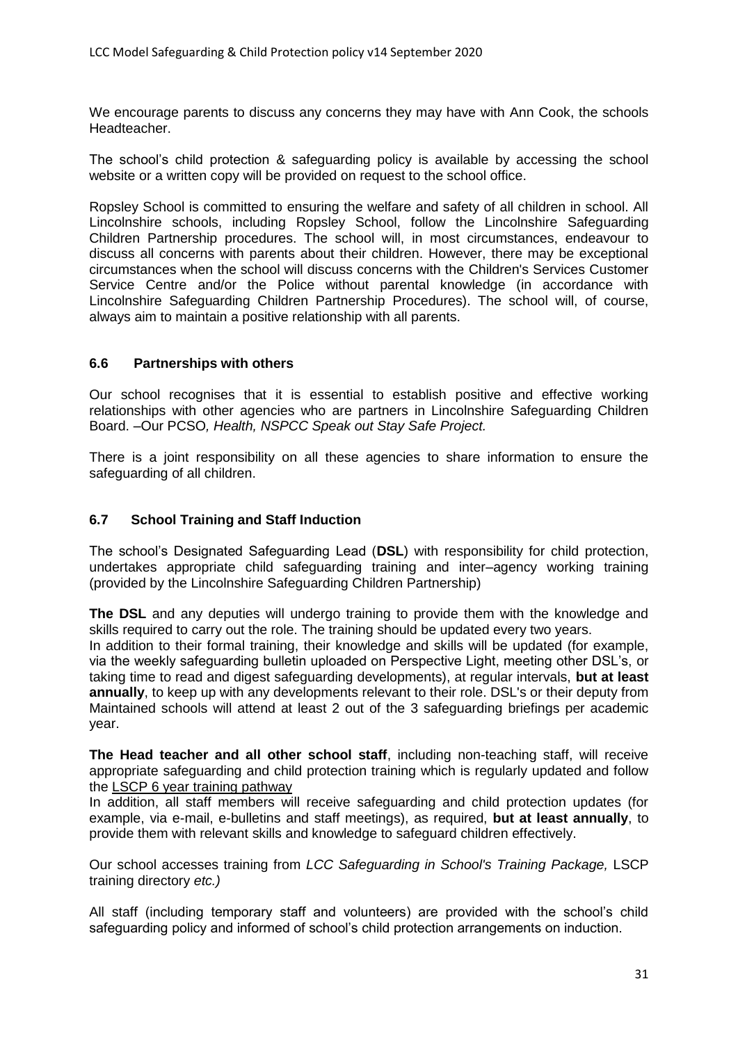We encourage parents to discuss any concerns they may have with Ann Cook, the schools Headteacher.

The school's child protection & safeguarding policy is available by accessing the school website or a written copy will be provided on request to the school office.

Ropsley School is committed to ensuring the welfare and safety of all children in school. All Lincolnshire schools, including Ropsley School, follow the Lincolnshire Safeguarding Children Partnership procedures. The school will, in most circumstances, endeavour to discuss all concerns with parents about their children. However, there may be exceptional circumstances when the school will discuss concerns with the Children's Services Customer Service Centre and/or the Police without parental knowledge (in accordance with Lincolnshire Safeguarding Children Partnership Procedures). The school will, of course, always aim to maintain a positive relationship with all parents.

### 6.6 Partnerships with others

Our school recognises that it is essential to establish positive and effective working relationships with other agencies who are partners in Lincolnshire Safeguarding Children Board. –Our PCSO*, Health, NSPCC Speak out Stay Safe Project.*

There is a joint responsibility on all these agencies to share information to ensure the safeguarding of all children.

### 6.7 School Training and Staff Induction

The school's Designated Safeguarding Lead (**DSL**) with responsibility for child protection, undertakes appropriate child safeguarding training and inter–agency working training (provided by the Lincolnshire Safeguarding Children Partnership)

**The DSL** and any deputies will undergo training to provide them with the knowledge and skills required to carry out the role. The training should be updated every two years.
In addition to their formal training, their knowledge and skills will be updated (for example, via the weekly safeguarding bulletin uploaded on Perspective Light, meeting other DSL's, or taking time to read and digest safeguarding developments), at regular intervals, **but at least annually**, to keep up with any developments relevant to their role. DSL's or their deputy from Maintained schools will attend at least 2 out of the 3 safeguarding briefings per academic year.

**The Head teacher and all other school staff**, including non-teaching staff, will receive appropriate safeguarding and child protection training which is regularly updated and follow the LSCP 6 year training pathway
In addition, all staff members will receive safeguarding and child protection updates (for example, via e-mail, e-bulletins and staff meetings), as required, **but at least annually**, to provide them with relevant skills and knowledge to safeguard children effectively.

Our school accesses training from *LCC Safeguarding in School's Training Package,* LSCP training directory *etc.)*

All staff (including temporary staff and volunteers) are provided with the school's child safeguarding policy and informed of school's child protection arrangements on induction.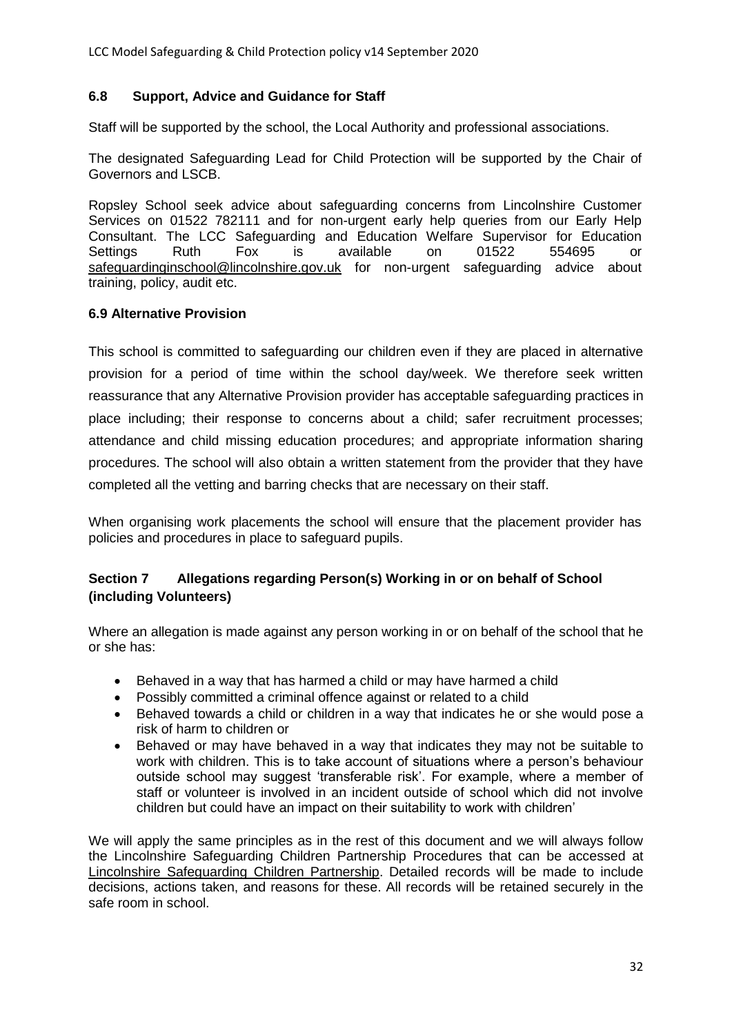### 6.8 Support, Advice and Guidance for Staff

Staff will be supported by the school, the Local Authority and professional associations.

The designated Safeguarding Lead for Child Protection will be supported by the Chair of Governors and LSCB.

Ropsley School seek advice about safeguarding concerns from Lincolnshire Customer Services on 01522 782111 and for non-urgent early help queries from our Early Help Consultant. The LCC Safeguarding and Education Welfare Supervisor for Education Settings Ruth Fox is available on 01522 554695 or safeguardinginschool@lincolnshire.gov.uk for non-urgent safeguarding advice about training, policy, audit etc.

### 6.9 Alternative Provision

This school is committed to safeguarding our children even if they are placed in alternative provision for a period of time within the school day/week. We therefore seek written reassurance that any Alternative Provision provider has acceptable safeguarding practices in place including; their response to concerns about a child; safer recruitment processes; attendance and child missing education procedures; and appropriate information sharing procedures. The school will also obtain a written statement from the provider that they have completed all the vetting and barring checks that are necessary on their staff.

When organising work placements the school will ensure that the placement provider has policies and procedures in place to safeguard pupils.

## Section 7 Allegations regarding Person(s) Working in or on behalf of School (including Volunteers)

Where an allegation is made against any person working in or on behalf of the school that he or she has:

- Behaved in a way that has harmed a child or may have harmed a child
- Possibly committed a criminal offence against or related to a child
- Behaved towards a child or children in a way that indicates he or she would pose a risk of harm to children or
- Behaved or may have behaved in a way that indicates they may not be suitable to work with children. This is to take account of situations where a person's behaviour outside school may suggest 'transferable risk'. For example, where a member of staff or volunteer is involved in an incident outside of school which did not involve children but could have an impact on their suitability to work with children'

We will apply the same principles as in the rest of this document and we will always follow the Lincolnshire Safeguarding Children Partnership Procedures that can be accessed at Lincolnshire Safeguarding Children Partnership. Detailed records will be made to include decisions, actions taken, and reasons for these. All records will be retained securely in the safe room in school.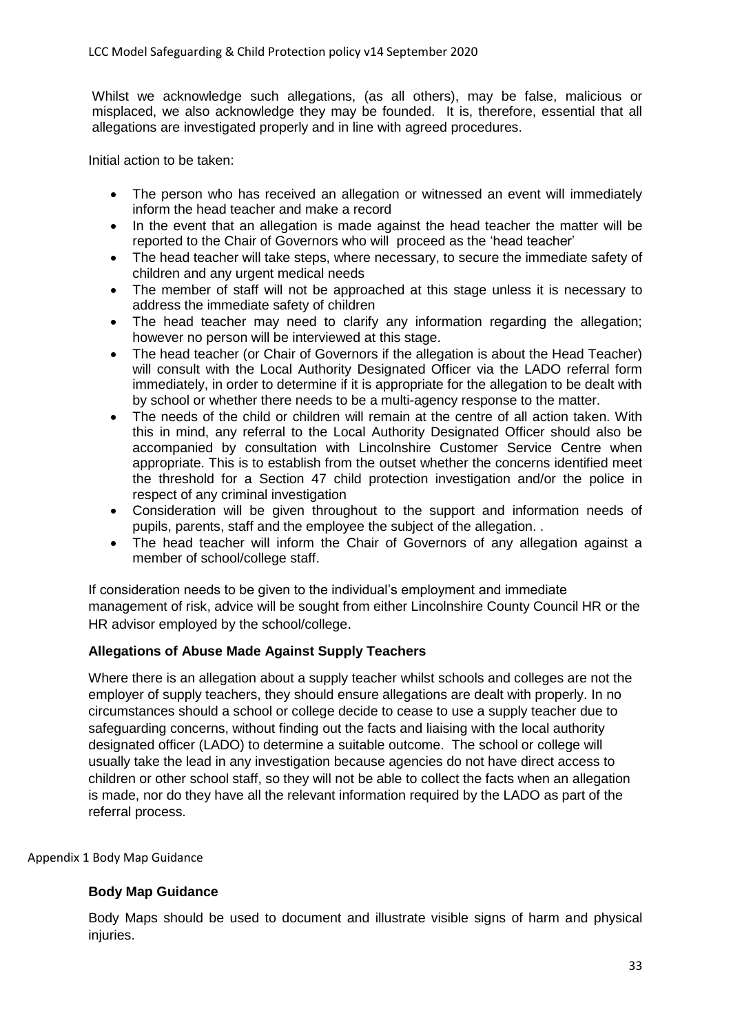Whilst we acknowledge such allegations, (as all others), may be false, malicious or misplaced, we also acknowledge they may be founded. It is, therefore, essential that all allegations are investigated properly and in line with agreed procedures.

Initial action to be taken:

- The person who has received an allegation or witnessed an event will immediately inform the head teacher and make a record
- In the event that an allegation is made against the head teacher the matter will be reported to the Chair of Governors who will proceed as the 'head teacher'
- The head teacher will take steps, where necessary, to secure the immediate safety of children and any urgent medical needs
- The member of staff will not be approached at this stage unless it is necessary to address the immediate safety of children
- The head teacher may need to clarify any information regarding the allegation; however no person will be interviewed at this stage.
- The head teacher (or Chair of Governors if the allegation is about the Head Teacher) will consult with the Local Authority Designated Officer via the LADO referral form immediately, in order to determine if it is appropriate for the allegation to be dealt with by school or whether there needs to be a multi-agency response to the matter.
- The needs of the child or children will remain at the centre of all action taken. With this in mind, any referral to the Local Authority Designated Officer should also be accompanied by consultation with Lincolnshire Customer Service Centre when appropriate. This is to establish from the outset whether the concerns identified meet the threshold for a Section 47 child protection investigation and/or the police in respect of any criminal investigation
- Consideration will be given throughout to the support and information needs of pupils, parents, staff and the employee the subject of the allegation. .
- The head teacher will inform the Chair of Governors of any allegation against a member of school/college staff.

If consideration needs to be given to the individual's employment and immediate management of risk, advice will be sought from either Lincolnshire County Council HR or the HR advisor employed by the school/college.

### Allegations of Abuse Made Against Supply Teachers

Where there is an allegation about a supply teacher whilst schools and colleges are not the employer of supply teachers, they should ensure allegations are dealt with properly. In no circumstances should a school or college decide to cease to use a supply teacher due to safeguarding concerns, without finding out the facts and liaising with the local authority designated officer (LADO) to determine a suitable outcome. The school or college will usually take the lead in any investigation because agencies do not have direct access to children or other school staff, so they will not be able to collect the facts when an allegation is made, nor do they have all the relevant information required by the LADO as part of the referral process.

## Appendix 1 Body Map Guidance

### Body Map Guidance

Body Maps should be used to document and illustrate visible signs of harm and physical injuries.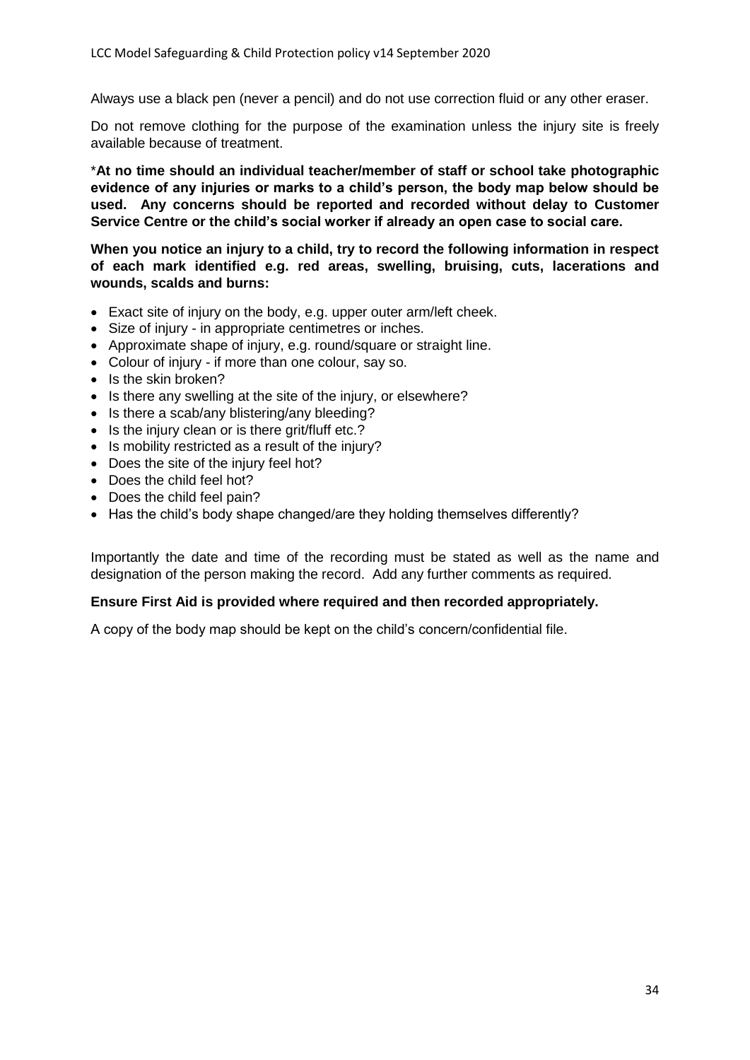Always use a black pen (never a pencil) and do not use correction fluid or any other eraser.

Do not remove clothing for the purpose of the examination unless the injury site is freely available because of treatment.

\***At no time should an individual teacher/member of staff or school take photographic evidence of any injuries or marks to a child's person, the body map below should be used. Any concerns should be reported and recorded without delay to Customer Service Centre or the child's social worker if already an open case to social care.**

**When you notice an injury to a child, try to record the following information in respect of each mark identified e.g. red areas, swelling, bruising, cuts, lacerations and wounds, scalds and burns:**

- Exact site of injury on the body, e.g. upper outer arm/left cheek.
- Size of injury - in appropriate centimetres or inches.
- Approximate shape of injury, e.g. round/square or straight line.
- Colour of injury - if more than one colour, say so.
- Is the skin broken?
- Is there any swelling at the site of the injury, or elsewhere?
- Is there a scab/any blistering/any bleeding?
- Is the injury clean or is there grit/fluff etc.?
- Is mobility restricted as a result of the injury?
- Does the site of the injury feel hot?
- Does the child feel hot?
- Does the child feel pain?
- Has the child's body shape changed/are they holding themselves differently?

Importantly the date and time of the recording must be stated as well as the name and designation of the person making the record. Add any further comments as required.

**Ensure First Aid is provided where required and then recorded appropriately.**

A copy of the body map should be kept on the child's concern/confidential file.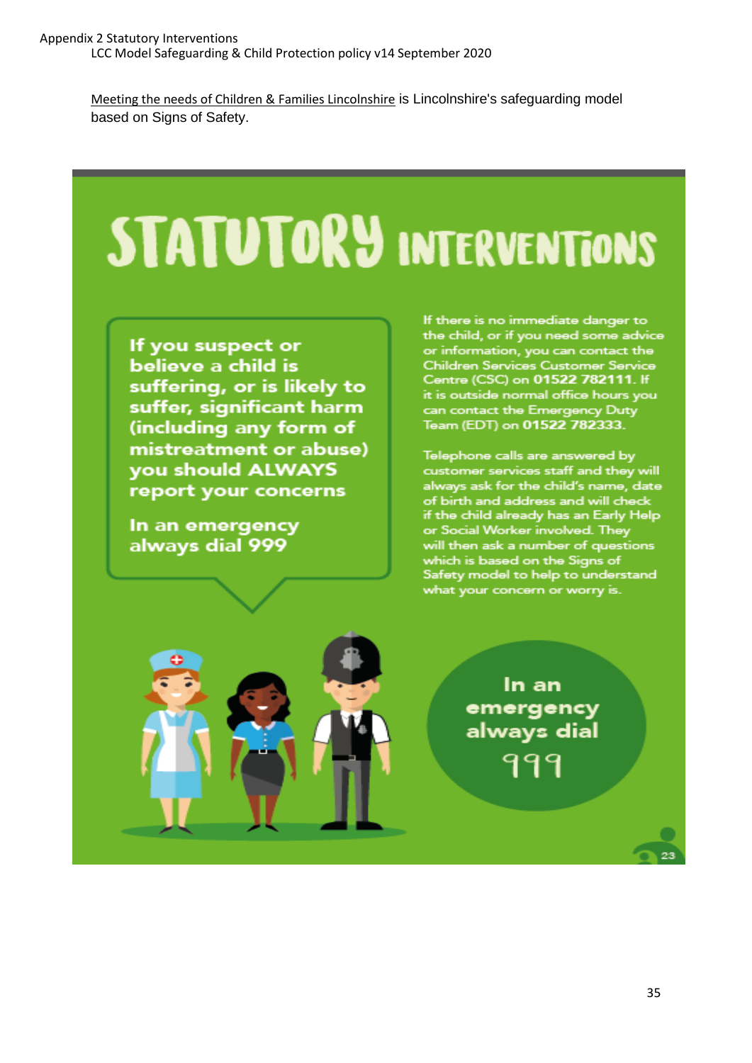Appendix 2 Statutory Interventions

Meeting the needs of Children & Families Lincolnshire is Lincolnshire's safeguarding model based on Signs of Safety.

# STATUTORY INTERVENTIONS

**If you suspect or believe a child is suffering, or is likely to suffer, significant harm (including any form of mistreatment or abuse) you should ALWAYS report your concerns**

**In an emergency always dial 999**

If there is no immediate danger to the child, or if you need some advice or information, you can contact the Children Services Customer Service Centre (CSC) on **01522 782111**. If it is outside normal office hours you can contact the Emergency Duty Team (EDT) on **01522 782333**.

Telephone calls are answered by customer services staff and they will always ask for the child's name, date of birth and address and will check if the child already has an Early Help or Social Worker involved. They will then ask a number of questions which is based on the Signs of Safety model to help to understand what your concern or worry is.

**In an emergency always dial 999**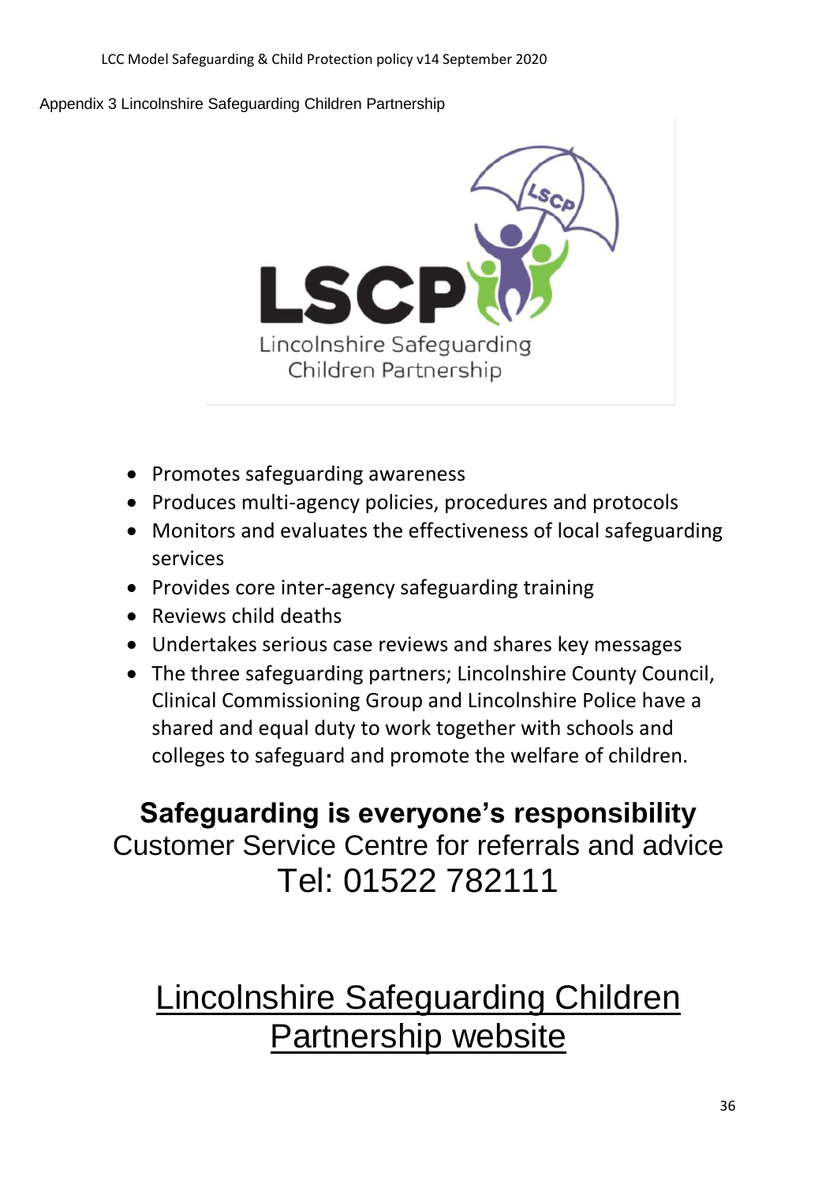Appendix 3 Lincolnshire Safeguarding Children Partnership

LSCP

Lincolnshire Safeguarding Children Partnership

- Promotes safeguarding awareness
- Produces multi-agency policies, procedures and protocols
- Monitors and evaluates the effectiveness of local safeguarding services
- Provides core inter-agency safeguarding training
- Reviews child deaths
- Undertakes serious case reviews and shares key messages
- The three safeguarding partners; Lincolnshire County Council, Clinical Commissioning Group and Lincolnshire Police have a shared and equal duty to work together with schools and colleges to safeguard and promote the welfare of children.

**Safeguarding is everyone's responsibility**

Customer Service Centre for referrals and advice

Tel: 01522 782111

Lincolnshire Safeguarding Children Partnership website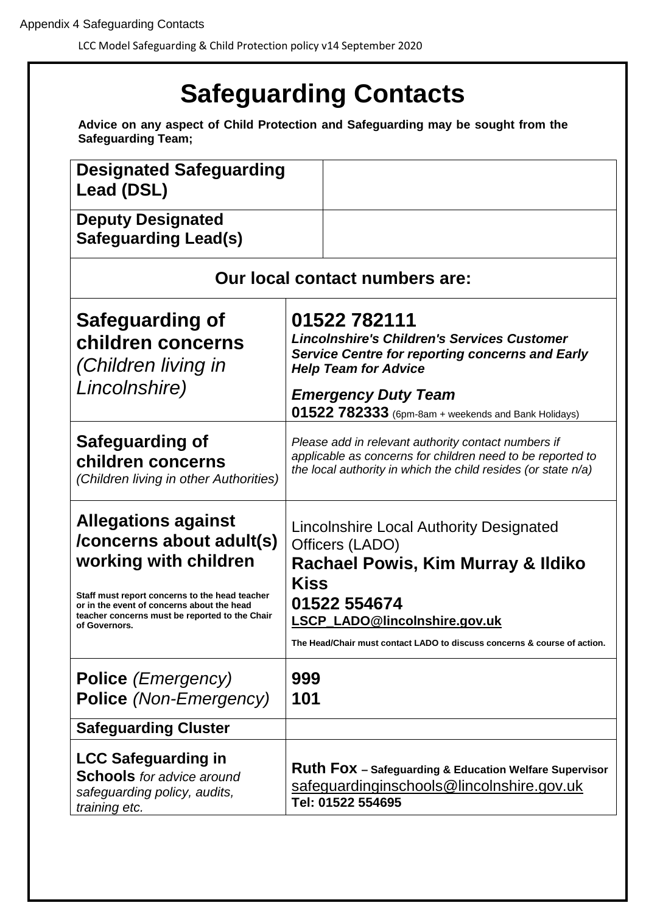Appendix 4 Safeguarding Contacts

# Safeguarding Contacts

**Advice on any aspect of Child Protection and Safeguarding may be sought from the Safeguarding Team;**

| **Designated Safeguarding Lead (DSL)** | |
|---|---|
| **Deputy Designated Safeguarding Lead(s)** | |

| **Our local contact numbers are:** | |
|---|---|
| **Safeguarding of children concerns** *(Children living in Lincolnshire)* | **01522 782111** ***Lincolnshire's Children's Services Customer Service Centre for reporting concerns and Early Help Team for Advice*** ***Emergency Duty Team*** **01522 782333** (6pm-8am + weekends and Bank Holidays) |
| **Safeguarding of children concerns** *(Children living in other Authorities)* | *Please add in relevant authority contact numbers if applicable as concerns for children need to be reported to the local authority in which the child resides (or state n/a)* |
| **Allegations against /concerns about adult(s) working with children** **Staff must report concerns to the head teacher or in the event of concerns about the head teacher concerns must be reported to the Chair of Governors.** | Lincolnshire Local Authority Designated Officers (LADO) **Rachael Powis, Kim Murray & Ildiko Kiss** **01522 554674** **LSCP_LADO@lincolnshire.gov.uk** **The Head/Chair must contact LADO to discuss concerns & course of action.** |
| **Police** *(Emergency)* **Police** *(Non-Emergency)* | **999** **101** |
| **Safeguarding Cluster** | |
| **LCC Safeguarding in Schools** *for advice around safeguarding policy, audits, training etc.* | **Ruth Fox – Safeguarding & Education Welfare Supervisor** safeguardinginschools@lincolnshire.gov.uk **Tel: 01522 554695** |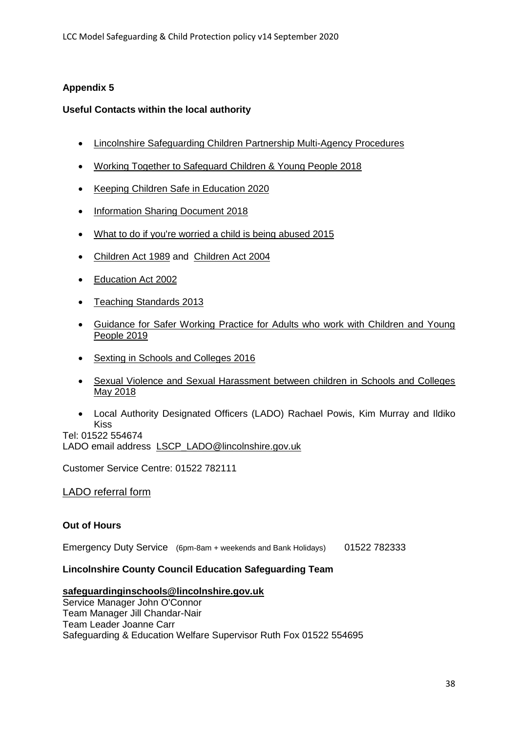**Appendix 5**

**Useful Contacts within the local authority**

- Lincolnshire Safeguarding Children Partnership Multi-Agency Procedures
- Working Together to Safeguard Children & Young People 2018
- Keeping Children Safe in Education 2020
- Information Sharing Document 2018
- What to do if you're worried a child is being abused 2015
- Children Act 1989 and Children Act 2004
- Education Act 2002
- Teaching Standards 2013
- Guidance for Safer Working Practice for Adults who work with Children and Young People 2019
- Sexting in Schools and Colleges 2016
- Sexual Violence and Sexual Harassment between children in Schools and Colleges May 2018
- Local Authority Designated Officers (LADO) Rachael Powis, Kim Murray and Ildiko Kiss

Tel: 01522 554674
LADO email address LSCP_LADO@lincolnshire.gov.uk

Customer Service Centre: 01522 782111

LADO referral form

**Out of Hours**

Emergency Duty Service (6pm-8am + weekends and Bank Holidays) 01522 782333

**Lincolnshire County Council Education Safeguarding Team**

**safeguardinginschools@lincolnshire.gov.uk**
Service Manager John O'Connor
Team Manager Jill Chandar-Nair
Team Leader Joanne Carr
Safeguarding & Education Welfare Supervisor Ruth Fox 01522 554695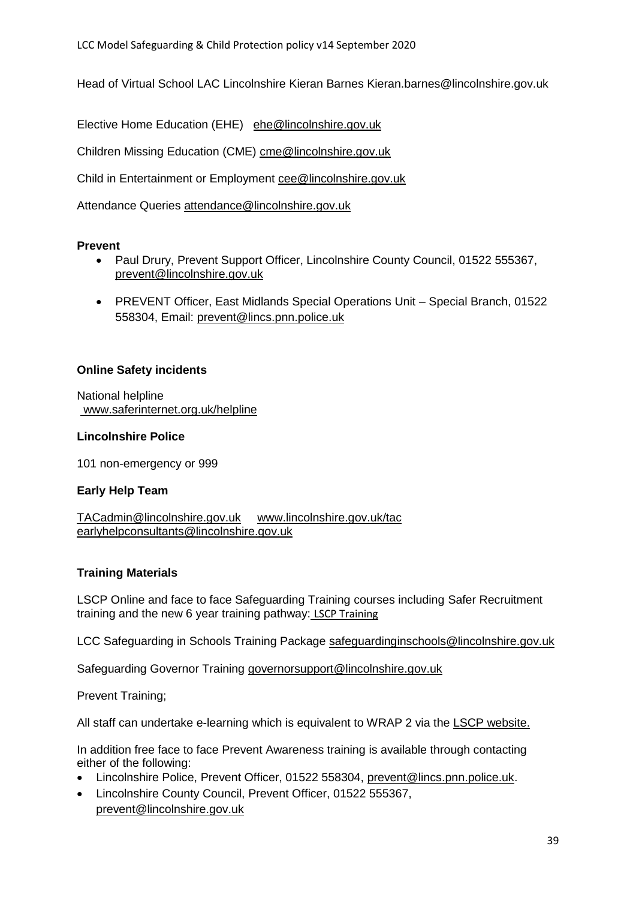Head of Virtual School LAC Lincolnshire Kieran Barnes Kieran.barnes@lincolnshire.gov.uk

Elective Home Education (EHE) ehe@lincolnshire.gov.uk

Children Missing Education (CME) cme@lincolnshire.gov.uk

Child in Entertainment or Employment cee@lincolnshire.gov.uk

Attendance Queries attendance@lincolnshire.gov.uk

**Prevent**

- Paul Drury, Prevent Support Officer, Lincolnshire County Council, 01522 555367, prevent@lincolnshire.gov.uk
- PREVENT Officer, East Midlands Special Operations Unit – Special Branch, 01522 558304, Email: prevent@lincs.pnn.police.uk

**Online Safety incidents**

National helpline
www.saferinternet.org.uk/helpline

**Lincolnshire Police**

101 non-emergency or 999

**Early Help Team**

TACadmin@lincolnshire.gov.uk www.lincolnshire.gov.uk/tac
earlyhelpconsultants@lincolnshire.gov.uk

**Training Materials**

LSCP Online and face to face Safeguarding Training courses including Safer Recruitment training and the new 6 year training pathway: LSCP Training

LCC Safeguarding in Schools Training Package safeguardinginschools@lincolnshire.gov.uk

Safeguarding Governor Training governorsupport@lincolnshire.gov.uk

Prevent Training;

All staff can undertake e-learning which is equivalent to WRAP 2 via the LSCP website.

In addition free face to face Prevent Awareness training is available through contacting either of the following:

- Lincolnshire Police, Prevent Officer, 01522 558304, prevent@lincs.pnn.police.uk.
- Lincolnshire County Council, Prevent Officer, 01522 555367, prevent@lincolnshire.gov.uk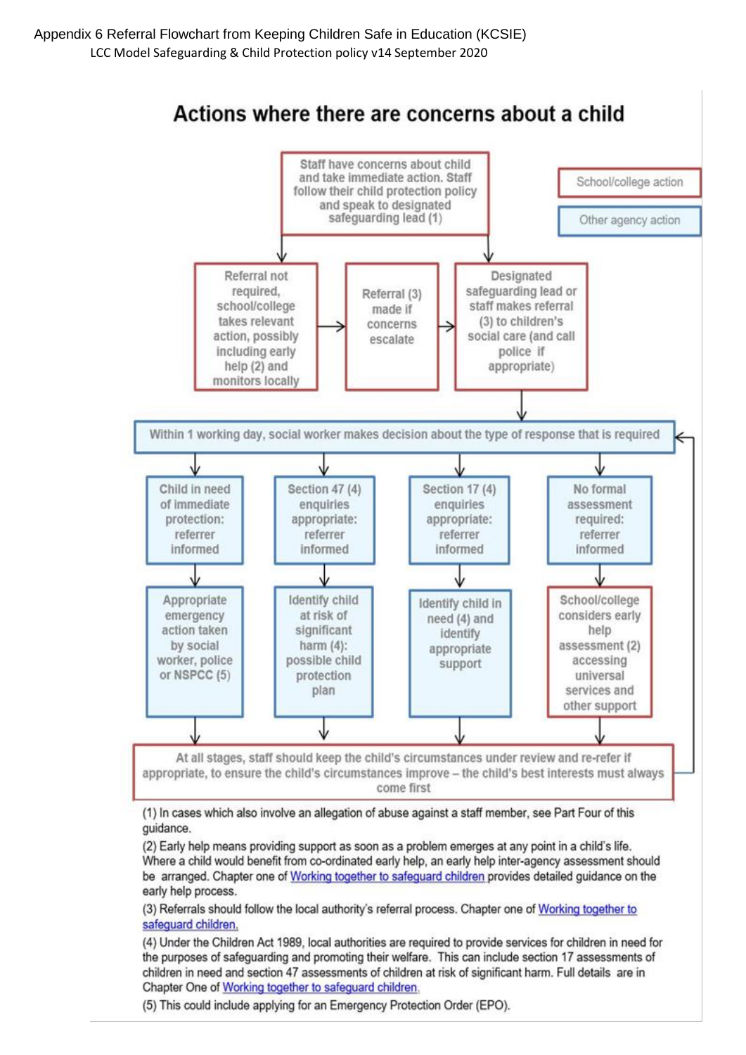Appendix 6 Referral Flowchart from Keeping Children Safe in Education (KCSIE)

LCC Model Safeguarding & Child Protection policy v14 September 2020

## Actions where there are concerns about a child

School/college action

Other agency action

Staff have concerns about child and take immediate action. Staff follow their child protection policy and speak to designated safeguarding lead (1)

Referral not required, school/college takes relevant action, possibly including early help (2) and monitors locally

Referral (3) made if concerns escalate

Designated safeguarding lead or staff makes referral (3) to children's social care (and call police if appropriate)

Within 1 working day, social worker makes decision about the type of response that is required

Child in need of immediate protection: referrer informed

Section 47 (4) enquiries appropriate: referrer informed

Section 17 (4) enquiries appropriate: referrer informed

No formal assessment required: referrer informed

Appropriate emergency action taken by social worker, police or NSPCC (5)

Identify child at risk of significant harm (4): possible child protection plan

Identify child in need (4) and identify appropriate support

School/college considers early help assessment (2) accessing universal services and other support

At all stages, staff should keep the child's circumstances under review and re-refer if appropriate, to ensure the child's circumstances improve – the child's best interests must always come first

(1) In cases which also involve an allegation of abuse against a staff member, see Part Four of this guidance.

(2) Early help means providing support as soon as a problem emerges at any point in a child's life. Where a child would benefit from co-ordinated early help, an early help inter-agency assessment should be arranged. Chapter one of Working together to safeguard children provides detailed guidance on the early help process.

(3) Referrals should follow the local authority's referral process. Chapter one of Working together to safeguard children.

(4) Under the Children Act 1989, local authorities are required to provide services for children in need for the purposes of safeguarding and promoting their welfare. This can include section 17 assessments of children in need and section 47 assessments of children at risk of significant harm. Full details are in Chapter One of Working together to safeguard children.

(5) This could include applying for an Emergency Protection Order (EPO).